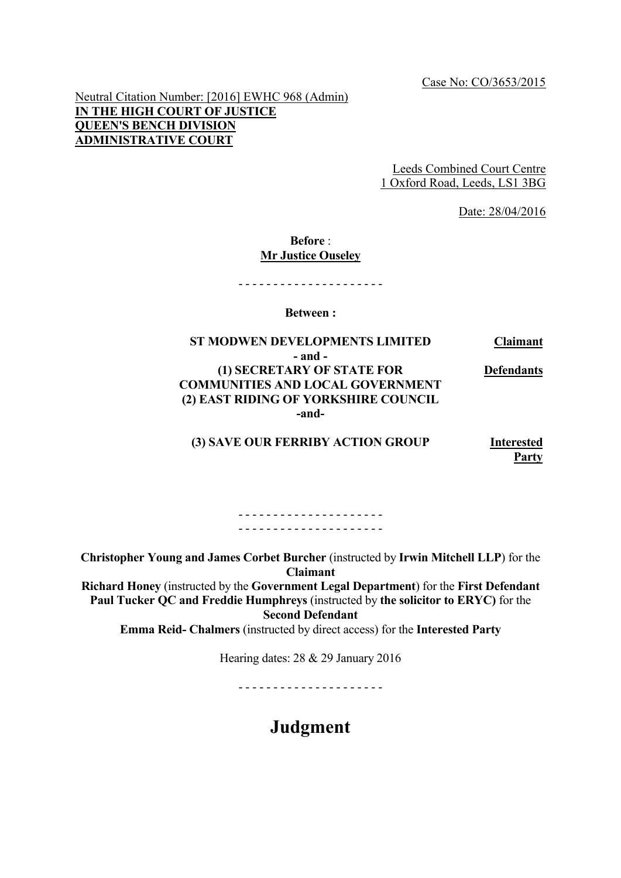Case No: CO/3653/2015

Neutral Citation Number: [2016] EWHC 968 (Admin)

**IN THE HIGH COURT OF JUSTICE**
**QUEEN'S BENCH DIVISION**
**ADMINISTRATIVE COURT**

Leeds Combined Court Centre
1 Oxford Road, Leeds, LS1 3BG

Date: 28/04/2016

**Before** :
**Mr Justice Ouseley**

- - - - - - - - - - - - - - - - - - - - -

**Between :**

| | |
|---|---|
| **ST MODWEN DEVELOPMENTS LIMITED** | **Claimant** |
| **- and -** | |
| **(1) SECRETARY OF STATE FOR COMMUNITIES AND LOCAL GOVERNMENT** | **Defendants** |
| **(2) EAST RIDING OF YORKSHIRE COUNCIL** | |
| **-and-** | |
| **(3) SAVE OUR FERRIBY ACTION GROUP** | **Interested Party** |

- - - - - - - - - - - - - - - - - - - - -
- - - - - - - - - - - - - - - - - - - - -

**Christopher Young and James Corbet Burcher** (instructed by **Irwin Mitchell LLP**) for the **Claimant**
**Richard Honey** (instructed by the **Government Legal Department**) for the **First Defendant**
**Paul Tucker QC and Freddie Humphreys** (instructed by **the solicitor to ERYC)** for the **Second Defendant**
**Emma Reid- Chalmers** (instructed by direct access) for the **Interested Party**

Hearing dates: 28 & 29 January 2016

- - - - - - - - - - - - - - - - - - - - -

# Judgment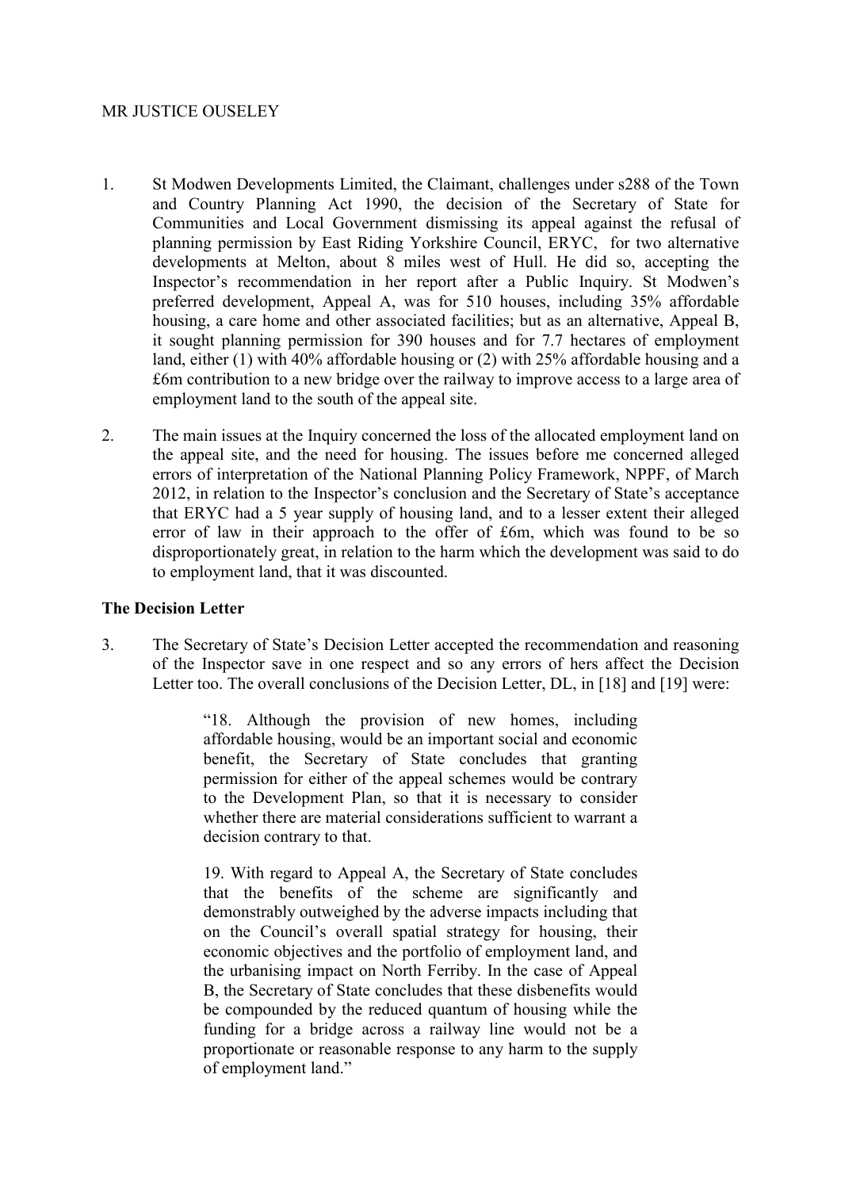MR JUSTICE OUSELEY

1. St Modwen Developments Limited, the Claimant, challenges under s288 of the Town and Country Planning Act 1990, the decision of the Secretary of State for Communities and Local Government dismissing its appeal against the refusal of planning permission by East Riding Yorkshire Council, ERYC, for two alternative developments at Melton, about 8 miles west of Hull. He did so, accepting the Inspector's recommendation in her report after a Public Inquiry. St Modwen's preferred development, Appeal A, was for 510 houses, including 35% affordable housing, a care home and other associated facilities; but as an alternative, Appeal B, it sought planning permission for 390 houses and for 7.7 hectares of employment land, either (1) with 40% affordable housing or (2) with 25% affordable housing and a £6m contribution to a new bridge over the railway to improve access to a large area of employment land to the south of the appeal site.

2. The main issues at the Inquiry concerned the loss of the allocated employment land on the appeal site, and the need for housing. The issues before me concerned alleged errors of interpretation of the National Planning Policy Framework, NPPF, of March 2012, in relation to the Inspector's conclusion and the Secretary of State's acceptance that ERYC had a 5 year supply of housing land, and to a lesser extent their alleged error of law in their approach to the offer of £6m, which was found to be so disproportionately great, in relation to the harm which the development was said to do to employment land, that it was discounted.

**The Decision Letter**

3. The Secretary of State's Decision Letter accepted the recommendation and reasoning of the Inspector save in one respect and so any errors of hers affect the Decision Letter too. The overall conclusions of the Decision Letter, DL, in [18] and [19] were:

> "18. Although the provision of new homes, including affordable housing, would be an important social and economic benefit, the Secretary of State concludes that granting permission for either of the appeal schemes would be contrary to the Development Plan, so that it is necessary to consider whether there are material considerations sufficient to warrant a decision contrary to that.
>
> 19. With regard to Appeal A, the Secretary of State concludes that the benefits of the scheme are significantly and demonstrably outweighed by the adverse impacts including that on the Council's overall spatial strategy for housing, their economic objectives and the portfolio of employment land, and the urbanising impact on North Ferriby. In the case of Appeal B, the Secretary of State concludes that these disbenefits would be compounded by the reduced quantum of housing while the funding for a bridge across a railway line would not be a proportionate or reasonable response to any harm to the supply of employment land."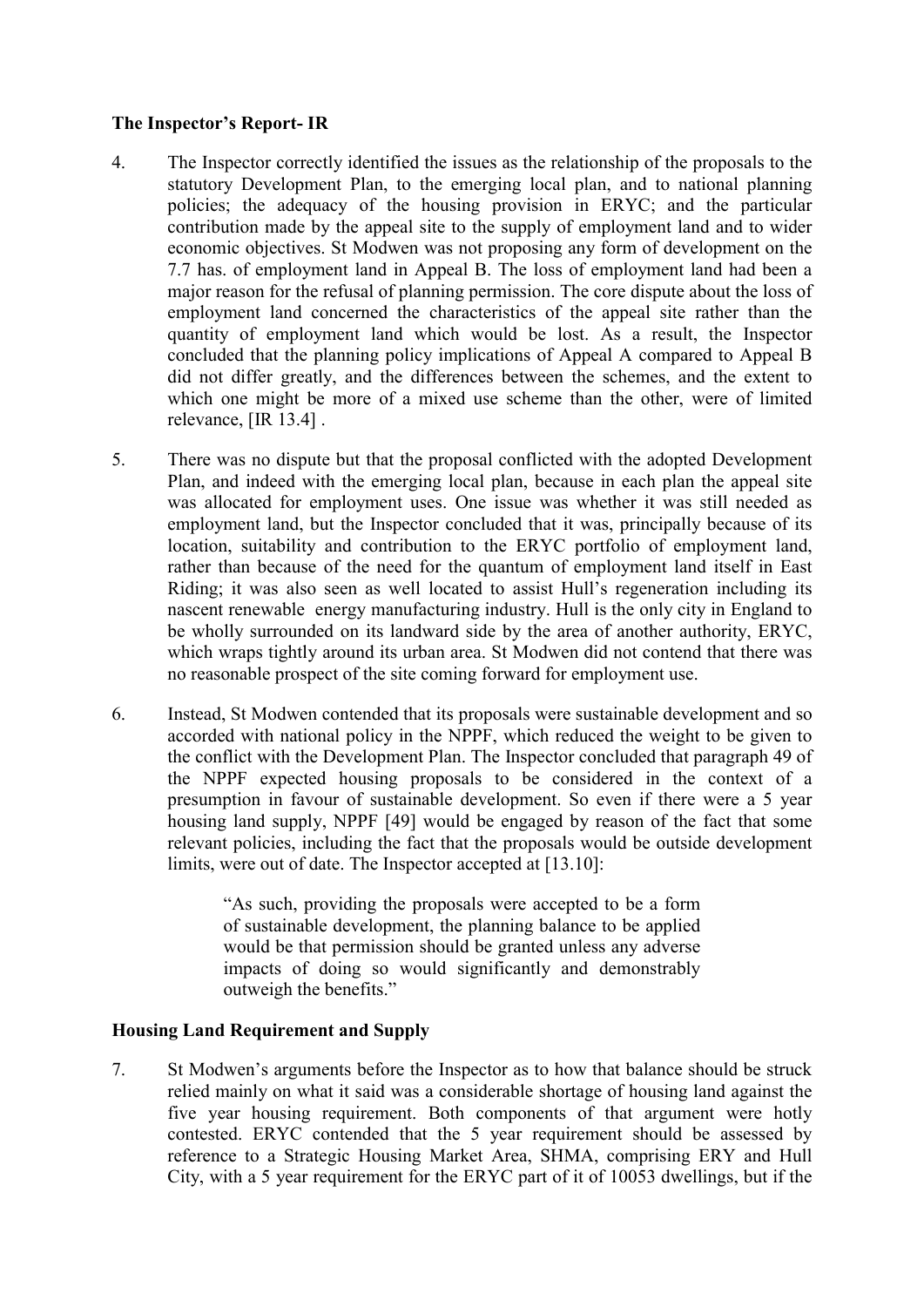### The Inspector's Report- IR

4. The Inspector correctly identified the issues as the relationship of the proposals to the statutory Development Plan, to the emerging local plan, and to national planning policies; the adequacy of the housing provision in ERYC; and the particular contribution made by the appeal site to the supply of employment land and to wider economic objectives. St Modwen was not proposing any form of development on the 7.7 has. of employment land in Appeal B. The loss of employment land had been a major reason for the refusal of planning permission. The core dispute about the loss of employment land concerned the characteristics of the appeal site rather than the quantity of employment land which would be lost. As a result, the Inspector concluded that the planning policy implications of Appeal A compared to Appeal B did not differ greatly, and the differences between the schemes, and the extent to which one might be more of a mixed use scheme than the other, were of limited relevance, [IR 13.4] .

5. There was no dispute but that the proposal conflicted with the adopted Development Plan, and indeed with the emerging local plan, because in each plan the appeal site was allocated for employment uses. One issue was whether it was still needed as employment land, but the Inspector concluded that it was, principally because of its location, suitability and contribution to the ERYC portfolio of employment land, rather than because of the need for the quantum of employment land itself in East Riding; it was also seen as well located to assist Hull's regeneration including its nascent renewable energy manufacturing industry. Hull is the only city in England to be wholly surrounded on its landward side by the area of another authority, ERYC, which wraps tightly around its urban area. St Modwen did not contend that there was no reasonable prospect of the site coming forward for employment use.

6. Instead, St Modwen contended that its proposals were sustainable development and so accorded with national policy in the NPPF, which reduced the weight to be given to the conflict with the Development Plan. The Inspector concluded that paragraph 49 of the NPPF expected housing proposals to be considered in the context of a presumption in favour of sustainable development. So even if there were a 5 year housing land supply, NPPF [49] would be engaged by reason of the fact that some relevant policies, including the fact that the proposals would be outside development limits, were out of date. The Inspector accepted at [13.10]:

   > "As such, providing the proposals were accepted to be a form of sustainable development, the planning balance to be applied would be that permission should be granted unless any adverse impacts of doing so would significantly and demonstrably outweigh the benefits."

### Housing Land Requirement and Supply

7. St Modwen's arguments before the Inspector as to how that balance should be struck relied mainly on what it said was a considerable shortage of housing land against the five year housing requirement. Both components of that argument were hotly contested. ERYC contended that the 5 year requirement should be assessed by reference to a Strategic Housing Market Area, SHMA, comprising ERY and Hull City, with a 5 year requirement for the ERYC part of it of 10053 dwellings, but if the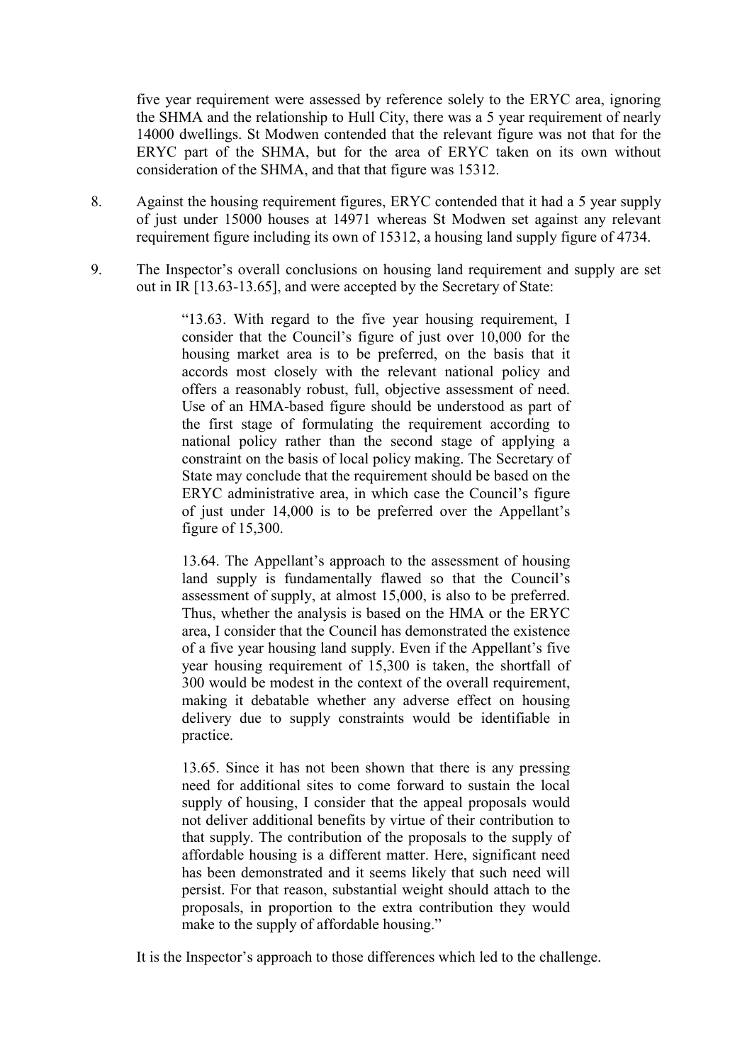five year requirement were assessed by reference solely to the ERYC area, ignoring the SHMA and the relationship to Hull City, there was a 5 year requirement of nearly 14000 dwellings. St Modwen contended that the relevant figure was not that for the ERYC part of the SHMA, but for the area of ERYC taken on its own without consideration of the SHMA, and that that figure was 15312.

8. Against the housing requirement figures, ERYC contended that it had a 5 year supply of just under 15000 houses at 14971 whereas St Modwen set against any relevant requirement figure including its own of 15312, a housing land supply figure of 4734.

9. The Inspector's overall conclusions on housing land requirement and supply are set out in IR [13.63-13.65], and were accepted by the Secretary of State:

> "13.63. With regard to the five year housing requirement, I consider that the Council's figure of just over 10,000 for the housing market area is to be preferred, on the basis that it accords most closely with the relevant national policy and offers a reasonably robust, full, objective assessment of need. Use of an HMA-based figure should be understood as part of the first stage of formulating the requirement according to national policy rather than the second stage of applying a constraint on the basis of local policy making. The Secretary of State may conclude that the requirement should be based on the ERYC administrative area, in which case the Council's figure of just under 14,000 is to be preferred over the Appellant's figure of 15,300.
>
> 13.64. The Appellant's approach to the assessment of housing land supply is fundamentally flawed so that the Council's assessment of supply, at almost 15,000, is also to be preferred. Thus, whether the analysis is based on the HMA or the ERYC area, I consider that the Council has demonstrated the existence of a five year housing land supply. Even if the Appellant's five year housing requirement of 15,300 is taken, the shortfall of 300 would be modest in the context of the overall requirement, making it debatable whether any adverse effect on housing delivery due to supply constraints would be identifiable in practice.
>
> 13.65. Since it has not been shown that there is any pressing need for additional sites to come forward to sustain the local supply of housing, I consider that the appeal proposals would not deliver additional benefits by virtue of their contribution to that supply. The contribution of the proposals to the supply of affordable housing is a different matter. Here, significant need has been demonstrated and it seems likely that such need will persist. For that reason, substantial weight should attach to the proposals, in proportion to the extra contribution they would make to the supply of affordable housing."

It is the Inspector's approach to those differences which led to the challenge.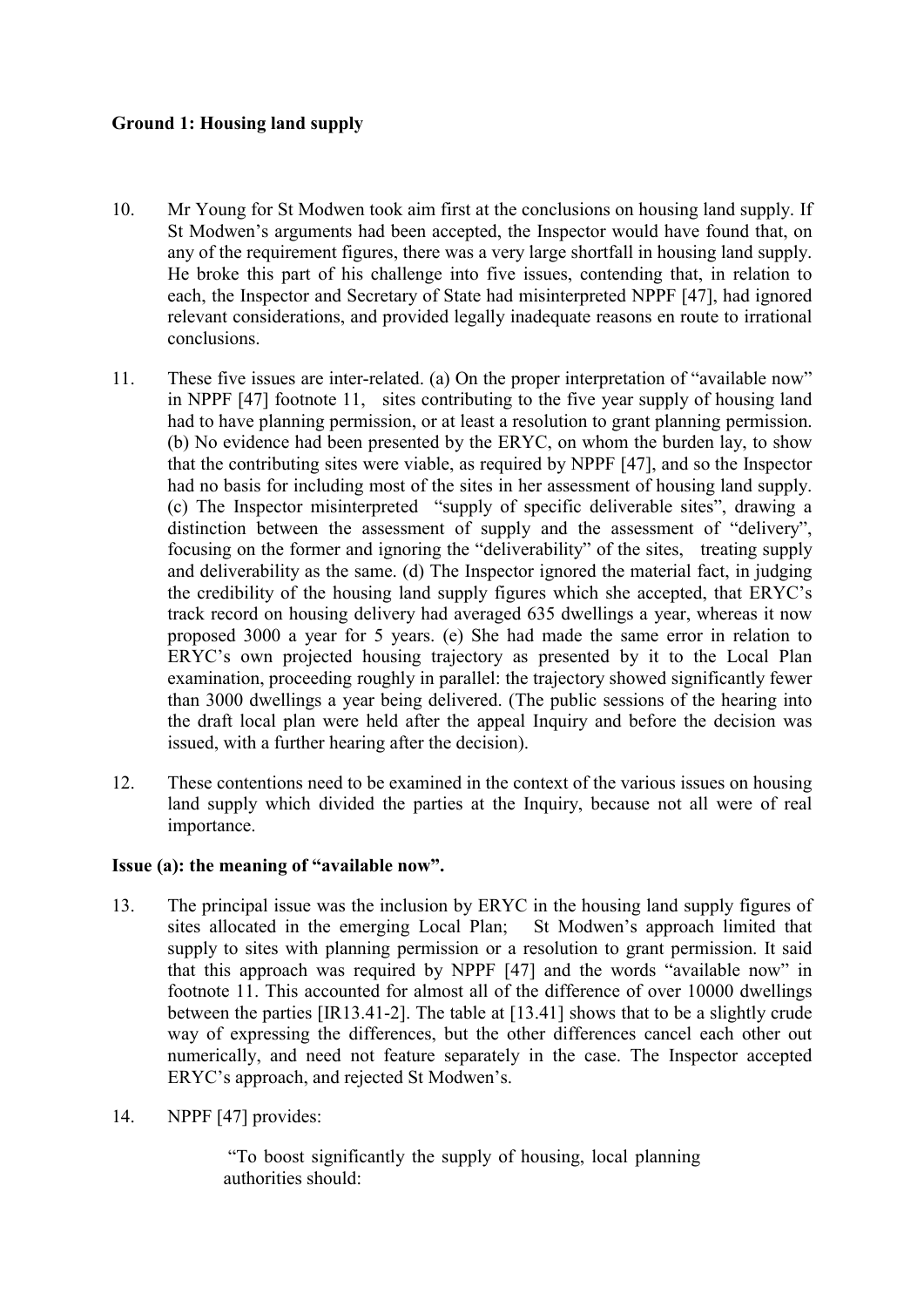**Ground 1: Housing land supply**

10. Mr Young for St Modwen took aim first at the conclusions on housing land supply. If St Modwen's arguments had been accepted, the Inspector would have found that, on any of the requirement figures, there was a very large shortfall in housing land supply. He broke this part of his challenge into five issues, contending that, in relation to each, the Inspector and Secretary of State had misinterpreted NPPF [47], had ignored relevant considerations, and provided legally inadequate reasons en route to irrational conclusions.

11. These five issues are inter-related. (a) On the proper interpretation of "available now" in NPPF [47] footnote 11, sites contributing to the five year supply of housing land had to have planning permission, or at least a resolution to grant planning permission. (b) No evidence had been presented by the ERYC, on whom the burden lay, to show that the contributing sites were viable, as required by NPPF [47], and so the Inspector had no basis for including most of the sites in her assessment of housing land supply. (c) The Inspector misinterpreted "supply of specific deliverable sites", drawing a distinction between the assessment of supply and the assessment of "delivery", focusing on the former and ignoring the "deliverability" of the sites, treating supply and deliverability as the same. (d) The Inspector ignored the material fact, in judging the credibility of the housing land supply figures which she accepted, that ERYC's track record on housing delivery had averaged 635 dwellings a year, whereas it now proposed 3000 a year for 5 years. (e) She had made the same error in relation to ERYC's own projected housing trajectory as presented by it to the Local Plan examination, proceeding roughly in parallel: the trajectory showed significantly fewer than 3000 dwellings a year being delivered. (The public sessions of the hearing into the draft local plan were held after the appeal Inquiry and before the decision was issued, with a further hearing after the decision).

12. These contentions need to be examined in the context of the various issues on housing land supply which divided the parties at the Inquiry, because not all were of real importance.

**Issue (a): the meaning of "available now".**

13. The principal issue was the inclusion by ERYC in the housing land supply figures of sites allocated in the emerging Local Plan; St Modwen's approach limited that supply to sites with planning permission or a resolution to grant permission. It said that this approach was required by NPPF [47] and the words "available now" in footnote 11. This accounted for almost all of the difference of over 10000 dwellings between the parties [IR13.41-2]. The table at [13.41] shows that to be a slightly crude way of expressing the differences, but the other differences cancel each other out numerically, and need not feature separately in the case. The Inspector accepted ERYC's approach, and rejected St Modwen's.

14. NPPF [47] provides:

> "To boost significantly the supply of housing, local planning authorities should: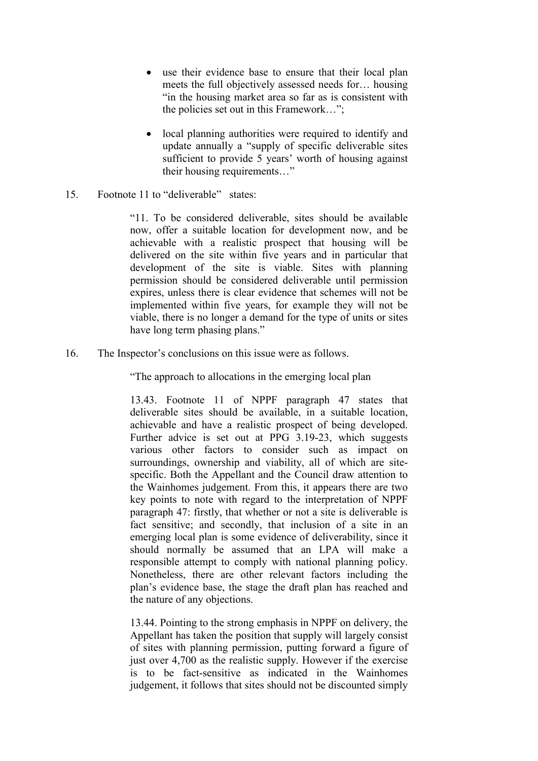- use their evidence base to ensure that their local plan meets the full objectively assessed needs for… housing "in the housing market area so far as is consistent with the policies set out in this Framework…";

- local planning authorities were required to identify and update annually a "supply of specific deliverable sites sufficient to provide 5 years' worth of housing against their housing requirements…"

15. Footnote 11 to "deliverable" states:

> "11. To be considered deliverable, sites should be available now, offer a suitable location for development now, and be achievable with a realistic prospect that housing will be delivered on the site within five years and in particular that development of the site is viable. Sites with planning permission should be considered deliverable until permission expires, unless there is clear evidence that schemes will not be implemented within five years, for example they will not be viable, there is no longer a demand for the type of units or sites have long term phasing plans."

16. The Inspector's conclusions on this issue were as follows.

> "The approach to allocations in the emerging local plan
>
> 13.43. Footnote 11 of NPPF paragraph 47 states that deliverable sites should be available, in a suitable location, achievable and have a realistic prospect of being developed. Further advice is set out at PPG 3.19-23, which suggests various other factors to consider such as impact on surroundings, ownership and viability, all of which are site-specific. Both the Appellant and the Council draw attention to the Wainhomes judgement. From this, it appears there are two key points to note with regard to the interpretation of NPPF paragraph 47: firstly, that whether or not a site is deliverable is fact sensitive; and secondly, that inclusion of a site in an emerging local plan is some evidence of deliverability, since it should normally be assumed that an LPA will make a responsible attempt to comply with national planning policy. Nonetheless, there are other relevant factors including the plan's evidence base, the stage the draft plan has reached and the nature of any objections.
>
> 13.44. Pointing to the strong emphasis in NPPF on delivery, the Appellant has taken the position that supply will largely consist of sites with planning permission, putting forward a figure of just over 4,700 as the realistic supply. However if the exercise is to be fact-sensitive as indicated in the Wainhomes judgement, it follows that sites should not be discounted simply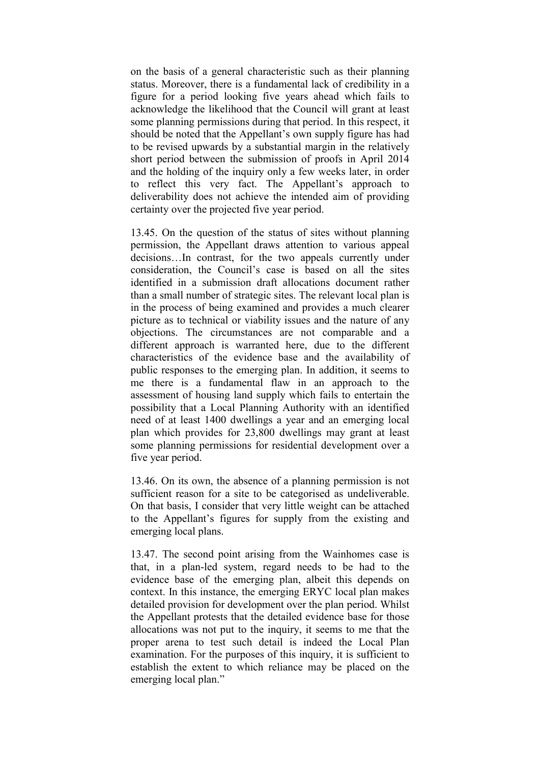on the basis of a general characteristic such as their planning status. Moreover, there is a fundamental lack of credibility in a figure for a period looking five years ahead which fails to acknowledge the likelihood that the Council will grant at least some planning permissions during that period. In this respect, it should be noted that the Appellant's own supply figure has had to be revised upwards by a substantial margin in the relatively short period between the submission of proofs in April 2014 and the holding of the inquiry only a few weeks later, in order to reflect this very fact. The Appellant's approach to deliverability does not achieve the intended aim of providing certainty over the projected five year period.

13.45. On the question of the status of sites without planning permission, the Appellant draws attention to various appeal decisions…In contrast, for the two appeals currently under consideration, the Council's case is based on all the sites identified in a submission draft allocations document rather than a small number of strategic sites. The relevant local plan is in the process of being examined and provides a much clearer picture as to technical or viability issues and the nature of any objections. The circumstances are not comparable and a different approach is warranted here, due to the different characteristics of the evidence base and the availability of public responses to the emerging plan. In addition, it seems to me there is a fundamental flaw in an approach to the assessment of housing land supply which fails to entertain the possibility that a Local Planning Authority with an identified need of at least 1400 dwellings a year and an emerging local plan which provides for 23,800 dwellings may grant at least some planning permissions for residential development over a five year period.

13.46. On its own, the absence of a planning permission is not sufficient reason for a site to be categorised as undeliverable. On that basis, I consider that very little weight can be attached to the Appellant's figures for supply from the existing and emerging local plans.

13.47. The second point arising from the Wainhomes case is that, in a plan-led system, regard needs to be had to the evidence base of the emerging plan, albeit this depends on context. In this instance, the emerging ERYC local plan makes detailed provision for development over the plan period. Whilst the Appellant protests that the detailed evidence base for those allocations was not put to the inquiry, it seems to me that the proper arena to test such detail is indeed the Local Plan examination. For the purposes of this inquiry, it is sufficient to establish the extent to which reliance may be placed on the emerging local plan."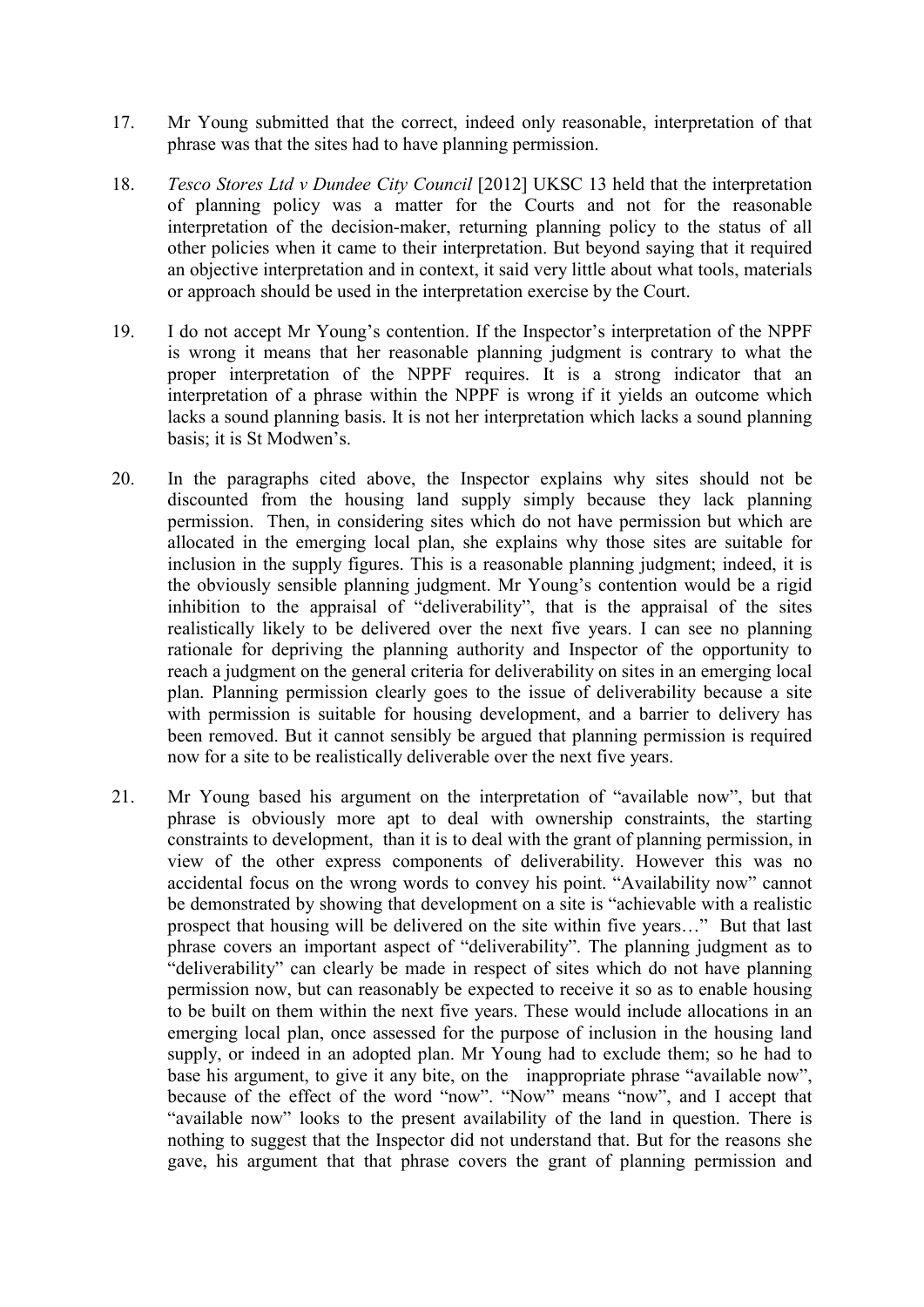17. Mr Young submitted that the correct, indeed only reasonable, interpretation of that phrase was that the sites had to have planning permission.

18. *Tesco Stores Ltd v Dundee City Council* [2012] UKSC 13 held that the interpretation of planning policy was a matter for the Courts and not for the reasonable interpretation of the decision-maker, returning planning policy to the status of all other policies when it came to their interpretation. But beyond saying that it required an objective interpretation and in context, it said very little about what tools, materials or approach should be used in the interpretation exercise by the Court.

19. I do not accept Mr Young's contention. If the Inspector's interpretation of the NPPF is wrong it means that her reasonable planning judgment is contrary to what the proper interpretation of the NPPF requires. It is a strong indicator that an interpretation of a phrase within the NPPF is wrong if it yields an outcome which lacks a sound planning basis. It is not her interpretation which lacks a sound planning basis; it is St Modwen's.

20. In the paragraphs cited above, the Inspector explains why sites should not be discounted from the housing land supply simply because they lack planning permission. Then, in considering sites which do not have permission but which are allocated in the emerging local plan, she explains why those sites are suitable for inclusion in the supply figures. This is a reasonable planning judgment; indeed, it is the obviously sensible planning judgment. Mr Young's contention would be a rigid inhibition to the appraisal of "deliverability", that is the appraisal of the sites realistically likely to be delivered over the next five years. I can see no planning rationale for depriving the planning authority and Inspector of the opportunity to reach a judgment on the general criteria for deliverability on sites in an emerging local plan. Planning permission clearly goes to the issue of deliverability because a site with permission is suitable for housing development, and a barrier to delivery has been removed. But it cannot sensibly be argued that planning permission is required now for a site to be realistically deliverable over the next five years.

21. Mr Young based his argument on the interpretation of "available now", but that phrase is obviously more apt to deal with ownership constraints, the starting constraints to development, than it is to deal with the grant of planning permission, in view of the other express components of deliverability. However this was no accidental focus on the wrong words to convey his point. "Availability now" cannot be demonstrated by showing that development on a site is "achievable with a realistic prospect that housing will be delivered on the site within five years…" But that last phrase covers an important aspect of "deliverability". The planning judgment as to "deliverability" can clearly be made in respect of sites which do not have planning permission now, but can reasonably be expected to receive it so as to enable housing to be built on them within the next five years. These would include allocations in an emerging local plan, once assessed for the purpose of inclusion in the housing land supply, or indeed in an adopted plan. Mr Young had to exclude them; so he had to base his argument, to give it any bite, on the inappropriate phrase "available now", because of the effect of the word "now". "Now" means "now", and I accept that "available now" looks to the present availability of the land in question. There is nothing to suggest that the Inspector did not understand that. But for the reasons she gave, his argument that that phrase covers the grant of planning permission and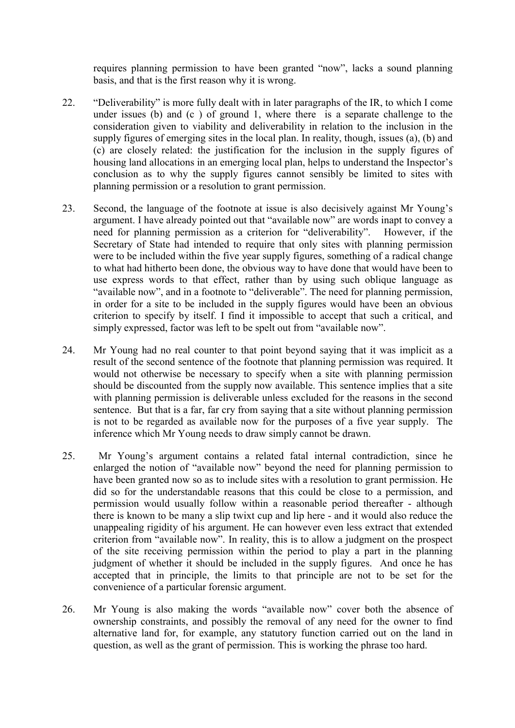requires planning permission to have been granted "now", lacks a sound planning basis, and that is the first reason why it is wrong.

22. "Deliverability" is more fully dealt with in later paragraphs of the IR, to which I come under issues (b) and (c ) of ground 1, where there is a separate challenge to the consideration given to viability and deliverability in relation to the inclusion in the supply figures of emerging sites in the local plan. In reality, though, issues (a), (b) and (c) are closely related: the justification for the inclusion in the supply figures of housing land allocations in an emerging local plan, helps to understand the Inspector's conclusion as to why the supply figures cannot sensibly be limited to sites with planning permission or a resolution to grant permission.

23. Second, the language of the footnote at issue is also decisively against Mr Young's argument. I have already pointed out that "available now" are words inapt to convey a need for planning permission as a criterion for "deliverability". However, if the Secretary of State had intended to require that only sites with planning permission were to be included within the five year supply figures, something of a radical change to what had hitherto been done, the obvious way to have done that would have been to use express words to that effect, rather than by using such oblique language as "available now", and in a footnote to "deliverable". The need for planning permission, in order for a site to be included in the supply figures would have been an obvious criterion to specify by itself. I find it impossible to accept that such a critical, and simply expressed, factor was left to be spelt out from "available now".

24. Mr Young had no real counter to that point beyond saying that it was implicit as a result of the second sentence of the footnote that planning permission was required. It would not otherwise be necessary to specify when a site with planning permission should be discounted from the supply now available. This sentence implies that a site with planning permission is deliverable unless excluded for the reasons in the second sentence. But that is a far, far cry from saying that a site without planning permission is not to be regarded as available now for the purposes of a five year supply. The inference which Mr Young needs to draw simply cannot be drawn.

25. Mr Young's argument contains a related fatal internal contradiction, since he enlarged the notion of "available now" beyond the need for planning permission to have been granted now so as to include sites with a resolution to grant permission. He did so for the understandable reasons that this could be close to a permission, and permission would usually follow within a reasonable period thereafter - although there is known to be many a slip twixt cup and lip here - and it would also reduce the unappealing rigidity of his argument. He can however even less extract that extended criterion from "available now". In reality, this is to allow a judgment on the prospect of the site receiving permission within the period to play a part in the planning judgment of whether it should be included in the supply figures. And once he has accepted that in principle, the limits to that principle are not to be set for the convenience of a particular forensic argument.

26. Mr Young is also making the words "available now" cover both the absence of ownership constraints, and possibly the removal of any need for the owner to find alternative land for, for example, any statutory function carried out on the land in question, as well as the grant of permission. This is working the phrase too hard.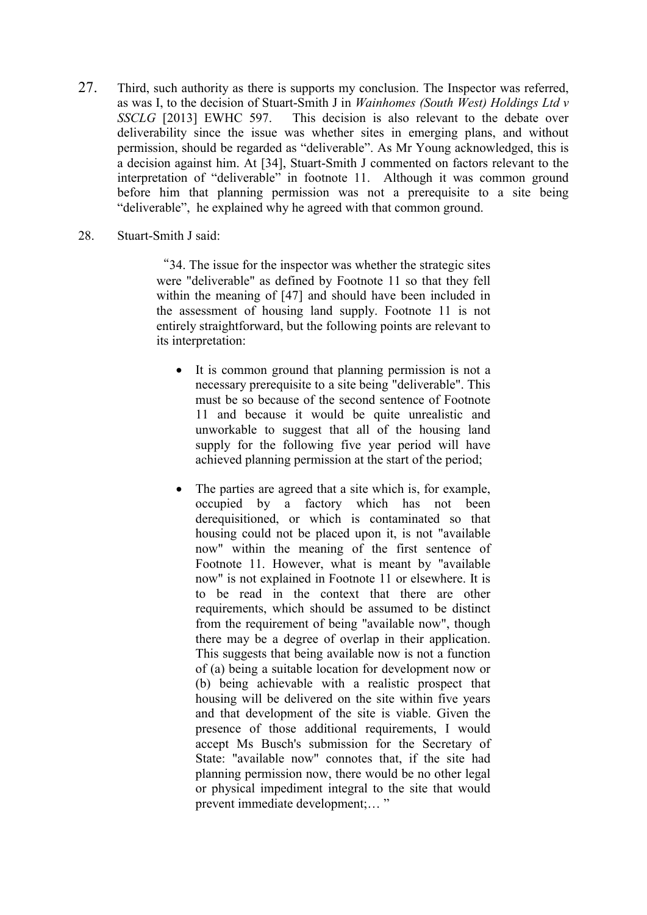27. Third, such authority as there is supports my conclusion. The Inspector was referred, as was I, to the decision of Stuart-Smith J in *Wainhomes (South West) Holdings Ltd v SSCLG* [2013] EWHC 597. This decision is also relevant to the debate over deliverability since the issue was whether sites in emerging plans, and without permission, should be regarded as "deliverable". As Mr Young acknowledged, this is a decision against him. At [34], Stuart-Smith J commented on factors relevant to the interpretation of "deliverable" in footnote 11. Although it was common ground before him that planning permission was not a prerequisite to a site being "deliverable", he explained why he agreed with that common ground.

28. Stuart-Smith J said:

> "34. The issue for the inspector was whether the strategic sites were "deliverable" as defined by Footnote 11 so that they fell within the meaning of [47] and should have been included in the assessment of housing land supply. Footnote 11 is not entirely straightforward, but the following points are relevant to its interpretation:
>
> - It is common ground that planning permission is not a necessary prerequisite to a site being "deliverable". This must be so because of the second sentence of Footnote 11 and because it would be quite unrealistic and unworkable to suggest that all of the housing land supply for the following five year period will have achieved planning permission at the start of the period;
>
> - The parties are agreed that a site which is, for example, occupied by a factory which has not been derequisitioned, or which is contaminated so that housing could not be placed upon it, is not "available now" within the meaning of the first sentence of Footnote 11. However, what is meant by "available now" is not explained in Footnote 11 or elsewhere. It is to be read in the context that there are other requirements, which should be assumed to be distinct from the requirement of being "available now", though there may be a degree of overlap in their application. This suggests that being available now is not a function of (a) being a suitable location for development now or (b) being achievable with a realistic prospect that housing will be delivered on the site within five years and that development of the site is viable. Given the presence of those additional requirements, I would accept Ms Busch's submission for the Secretary of State: "available now" connotes that, if the site had planning permission now, there would be no other legal or physical impediment integral to the site that would prevent immediate development;… "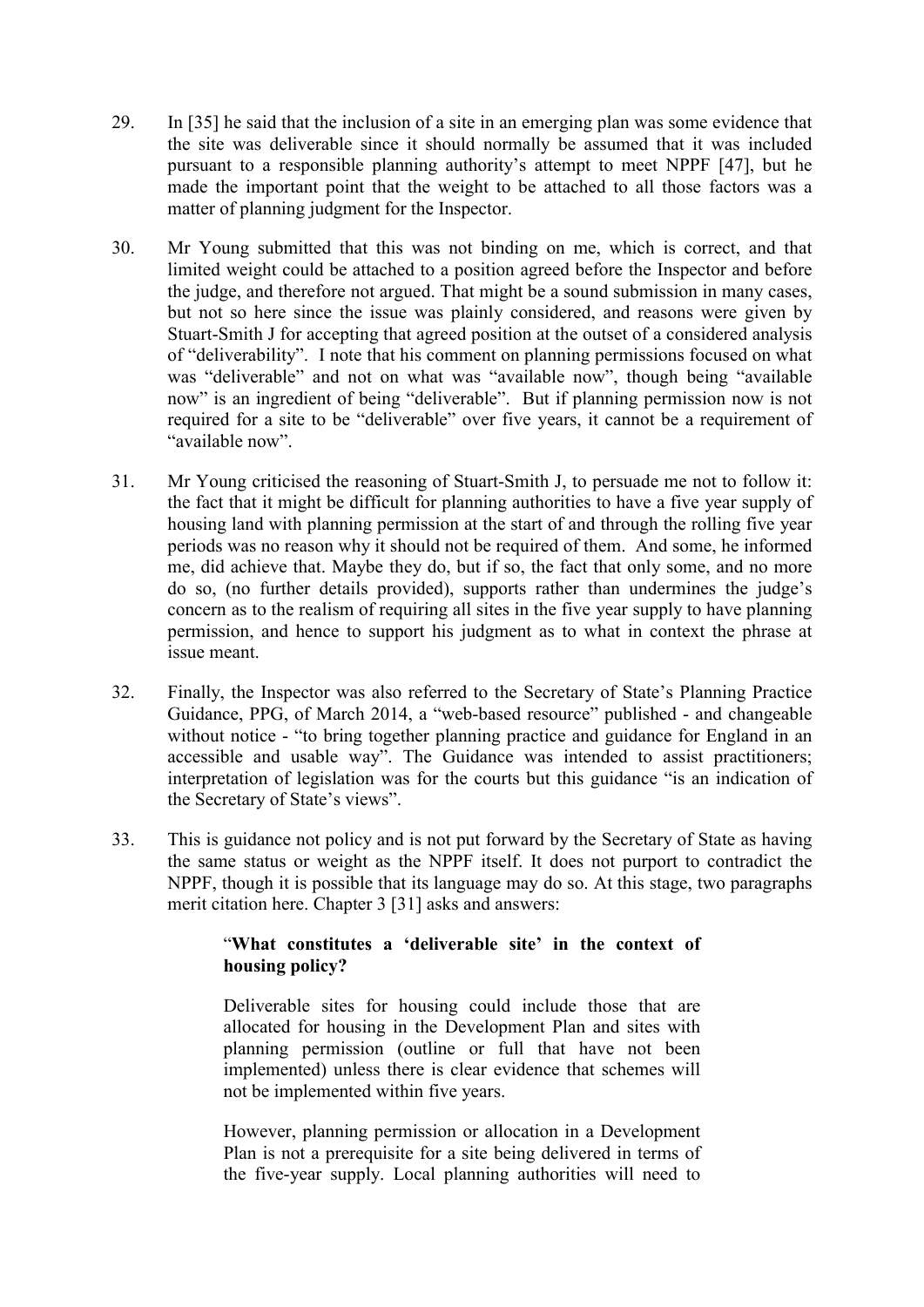29. In [35] he said that the inclusion of a site in an emerging plan was some evidence that the site was deliverable since it should normally be assumed that it was included pursuant to a responsible planning authority's attempt to meet NPPF [47], but he made the important point that the weight to be attached to all those factors was a matter of planning judgment for the Inspector.

30. Mr Young submitted that this was not binding on me, which is correct, and that limited weight could be attached to a position agreed before the Inspector and before the judge, and therefore not argued. That might be a sound submission in many cases, but not so here since the issue was plainly considered, and reasons were given by Stuart-Smith J for accepting that agreed position at the outset of a considered analysis of "deliverability". I note that his comment on planning permissions focused on what was "deliverable" and not on what was "available now", though being "available now" is an ingredient of being "deliverable". But if planning permission now is not required for a site to be "deliverable" over five years, it cannot be a requirement of "available now".

31. Mr Young criticised the reasoning of Stuart-Smith J, to persuade me not to follow it: the fact that it might be difficult for planning authorities to have a five year supply of housing land with planning permission at the start of and through the rolling five year periods was no reason why it should not be required of them. And some, he informed me, did achieve that. Maybe they do, but if so, the fact that only some, and no more do so, (no further details provided), supports rather than undermines the judge's concern as to the realism of requiring all sites in the five year supply to have planning permission, and hence to support his judgment as to what in context the phrase at issue meant.

32. Finally, the Inspector was also referred to the Secretary of State's Planning Practice Guidance, PPG, of March 2014, a "web-based resource" published - and changeable without notice - "to bring together planning practice and guidance for England in an accessible and usable way". The Guidance was intended to assist practitioners; interpretation of legislation was for the courts but this guidance "is an indication of the Secretary of State's views".

33. This is guidance not policy and is not put forward by the Secretary of State as having the same status or weight as the NPPF itself. It does not purport to contradict the NPPF, though it is possible that its language may do so. At this stage, two paragraphs merit citation here. Chapter 3 [31] asks and answers:

> "**What constitutes a 'deliverable site' in the context of housing policy?**
>
> Deliverable sites for housing could include those that are allocated for housing in the Development Plan and sites with planning permission (outline or full that have not been implemented) unless there is clear evidence that schemes will not be implemented within five years.
>
> However, planning permission or allocation in a Development Plan is not a prerequisite for a site being delivered in terms of the five-year supply. Local planning authorities will need to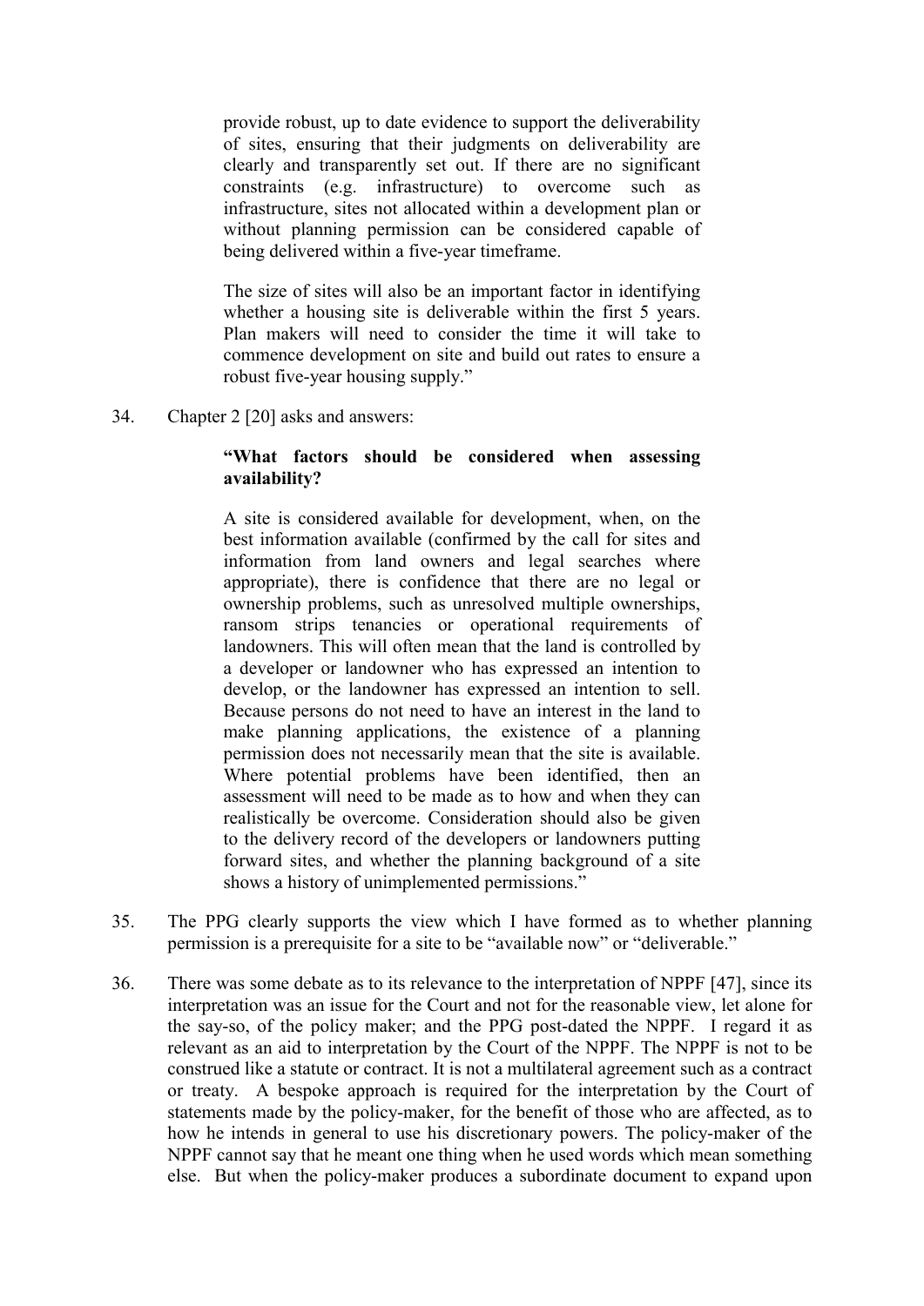provide robust, up to date evidence to support the deliverability of sites, ensuring that their judgments on deliverability are clearly and transparently set out. If there are no significant constraints (e.g. infrastructure) to overcome such as infrastructure, sites not allocated within a development plan or without planning permission can be considered capable of being delivered within a five-year timeframe.

> The size of sites will also be an important factor in identifying whether a housing site is deliverable within the first 5 years. Plan makers will need to consider the time it will take to commence development on site and build out rates to ensure a robust five-year housing supply."

34. Chapter 2 [20] asks and answers:

> **"What factors should be considered when assessing availability?**
>
> A site is considered available for development, when, on the best information available (confirmed by the call for sites and information from land owners and legal searches where appropriate), there is confidence that there are no legal or ownership problems, such as unresolved multiple ownerships, ransom strips tenancies or operational requirements of landowners. This will often mean that the land is controlled by a developer or landowner who has expressed an intention to develop, or the landowner has expressed an intention to sell. Because persons do not need to have an interest in the land to make planning applications, the existence of a planning permission does not necessarily mean that the site is available. Where potential problems have been identified, then an assessment will need to be made as to how and when they can realistically be overcome. Consideration should also be given to the delivery record of the developers or landowners putting forward sites, and whether the planning background of a site shows a history of unimplemented permissions."

35. The PPG clearly supports the view which I have formed as to whether planning permission is a prerequisite for a site to be "available now" or "deliverable."

36. There was some debate as to its relevance to the interpretation of NPPF [47], since its interpretation was an issue for the Court and not for the reasonable view, let alone for the say-so, of the policy maker; and the PPG post-dated the NPPF. I regard it as relevant as an aid to interpretation by the Court of the NPPF. The NPPF is not to be construed like a statute or contract. It is not a multilateral agreement such as a contract or treaty. A bespoke approach is required for the interpretation by the Court of statements made by the policy-maker, for the benefit of those who are affected, as to how he intends in general to use his discretionary powers. The policy-maker of the NPPF cannot say that he meant one thing when he used words which mean something else. But when the policy-maker produces a subordinate document to expand upon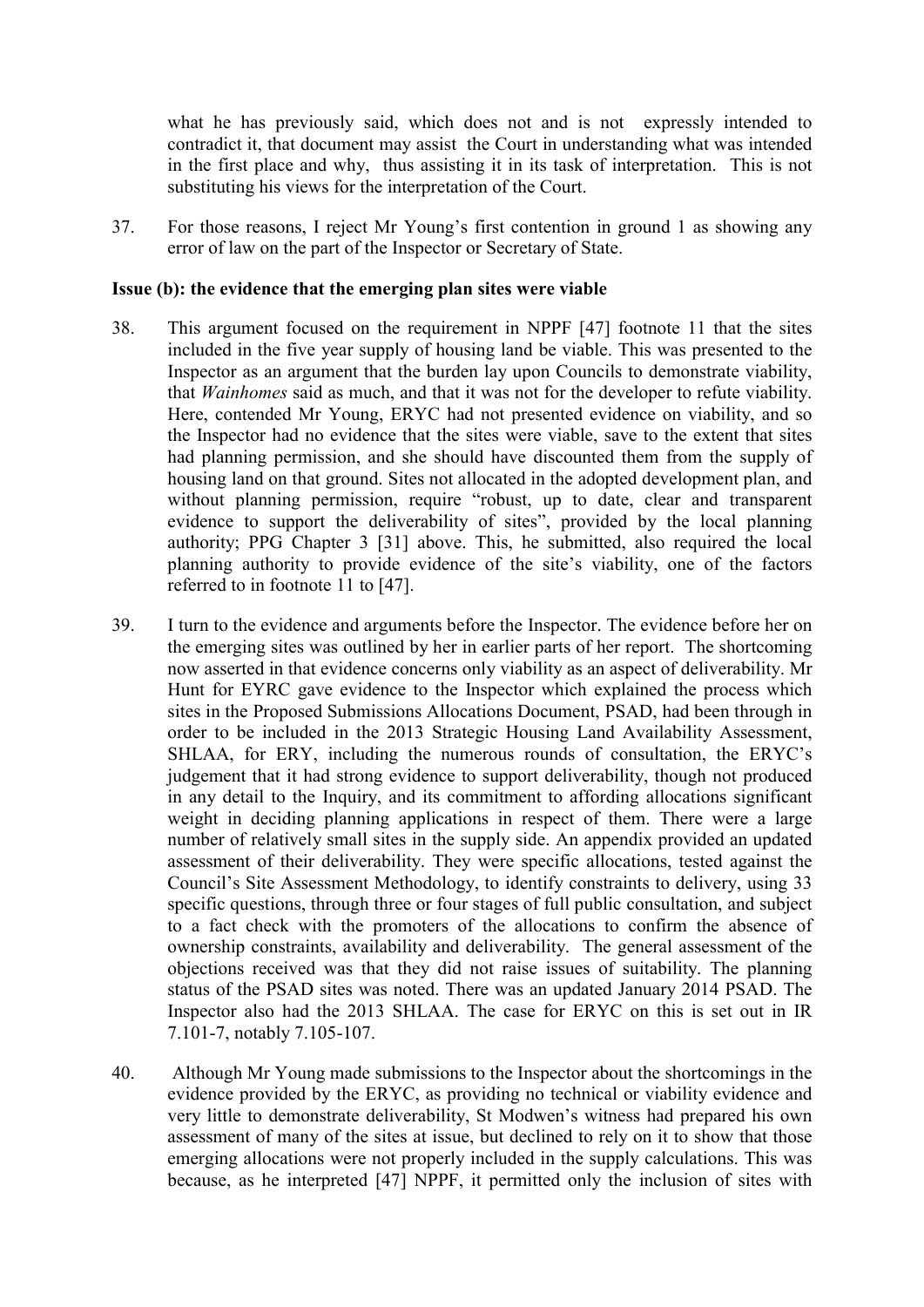what he has previously said, which does not and is not expressly intended to contradict it, that document may assist the Court in understanding what was intended in the first place and why, thus assisting it in its task of interpretation. This is not substituting his views for the interpretation of the Court.

37. For those reasons, I reject Mr Young's first contention in ground 1 as showing any error of law on the part of the Inspector or Secretary of State.

**Issue (b): the evidence that the emerging plan sites were viable**

38. This argument focused on the requirement in NPPF [47] footnote 11 that the sites included in the five year supply of housing land be viable. This was presented to the Inspector as an argument that the burden lay upon Councils to demonstrate viability, that *Wainhomes* said as much, and that it was not for the developer to refute viability. Here, contended Mr Young, ERYC had not presented evidence on viability, and so the Inspector had no evidence that the sites were viable, save to the extent that sites had planning permission, and she should have discounted them from the supply of housing land on that ground. Sites not allocated in the adopted development plan, and without planning permission, require "robust, up to date, clear and transparent evidence to support the deliverability of sites", provided by the local planning authority; PPG Chapter 3 [31] above. This, he submitted, also required the local planning authority to provide evidence of the site's viability, one of the factors referred to in footnote 11 to [47].

39. I turn to the evidence and arguments before the Inspector. The evidence before her on the emerging sites was outlined by her in earlier parts of her report. The shortcoming now asserted in that evidence concerns only viability as an aspect of deliverability. Mr Hunt for EYRC gave evidence to the Inspector which explained the process which sites in the Proposed Submissions Allocations Document, PSAD, had been through in order to be included in the 2013 Strategic Housing Land Availability Assessment, SHLAA, for ERY, including the numerous rounds of consultation, the ERYC's judgement that it had strong evidence to support deliverability, though not produced in any detail to the Inquiry, and its commitment to affording allocations significant weight in deciding planning applications in respect of them. There were a large number of relatively small sites in the supply side. An appendix provided an updated assessment of their deliverability. They were specific allocations, tested against the Council's Site Assessment Methodology, to identify constraints to delivery, using 33 specific questions, through three or four stages of full public consultation, and subject to a fact check with the promoters of the allocations to confirm the absence of ownership constraints, availability and deliverability. The general assessment of the objections received was that they did not raise issues of suitability. The planning status of the PSAD sites was noted. There was an updated January 2014 PSAD. The Inspector also had the 2013 SHLAA. The case for ERYC on this is set out in IR 7.101-7, notably 7.105-107.

40. Although Mr Young made submissions to the Inspector about the shortcomings in the evidence provided by the ERYC, as providing no technical or viability evidence and very little to demonstrate deliverability, St Modwen's witness had prepared his own assessment of many of the sites at issue, but declined to rely on it to show that those emerging allocations were not properly included in the supply calculations. This was because, as he interpreted [47] NPPF, it permitted only the inclusion of sites with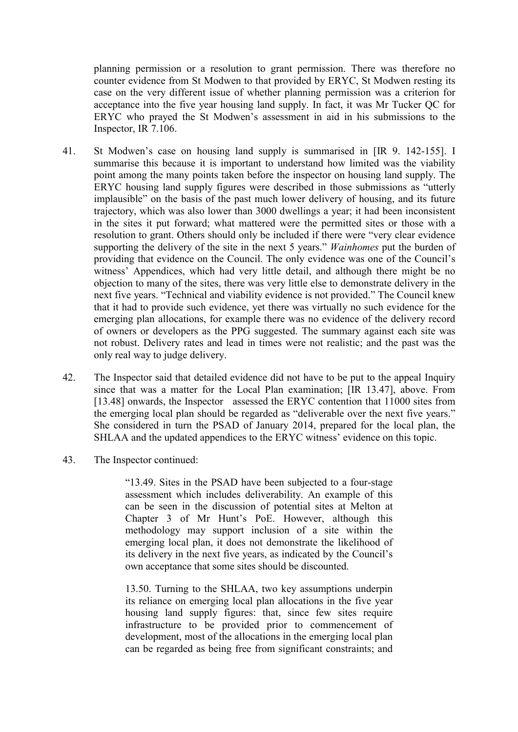planning permission or a resolution to grant permission. There was therefore no counter evidence from St Modwen to that provided by ERYC, St Modwen resting its case on the very different issue of whether planning permission was a criterion for acceptance into the five year housing land supply. In fact, it was Mr Tucker QC for ERYC who prayed the St Modwen's assessment in aid in his submissions to the Inspector, IR 7.106.

41. St Modwen's case on housing land supply is summarised in [IR 9. 142-155]. I summarise this because it is important to understand how limited was the viability point among the many points taken before the inspector on housing land supply. The ERYC housing land supply figures were described in those submissions as "utterly implausible" on the basis of the past much lower delivery of housing, and its future trajectory, which was also lower than 3000 dwellings a year; it had been inconsistent in the sites it put forward; what mattered were the permitted sites or those with a resolution to grant. Others should only be included if there were "very clear evidence supporting the delivery of the site in the next 5 years." *Wainhomes* put the burden of providing that evidence on the Council. The only evidence was one of the Council's witness' Appendices, which had very little detail, and although there might be no objection to many of the sites, there was very little else to demonstrate delivery in the next five years. "Technical and viability evidence is not provided." The Council knew that it had to provide such evidence, yet there was virtually no such evidence for the emerging plan allocations, for example there was no evidence of the delivery record of owners or developers as the PPG suggested. The summary against each site was not robust. Delivery rates and lead in times were not realistic; and the past was the only real way to judge delivery.

42. The Inspector said that detailed evidence did not have to be put to the appeal Inquiry since that was a matter for the Local Plan examination; [IR 13.47], above. From [13.48] onwards, the Inspector assessed the ERYC contention that 11000 sites from the emerging local plan should be regarded as "deliverable over the next five years." She considered in turn the PSAD of January 2014, prepared for the local plan, the SHLAA and the updated appendices to the ERYC witness' evidence on this topic.

43. The Inspector continued:

> "13.49. Sites in the PSAD have been subjected to a four-stage assessment which includes deliverability. An example of this can be seen in the discussion of potential sites at Melton at Chapter 3 of Mr Hunt's PoE. However, although this methodology may support inclusion of a site within the emerging local plan, it does not demonstrate the likelihood of its delivery in the next five years, as indicated by the Council's own acceptance that some sites should be discounted.
>
> 13.50. Turning to the SHLAA, two key assumptions underpin its reliance on emerging local plan allocations in the five year housing land supply figures: that, since few sites require infrastructure to be provided prior to commencement of development, most of the allocations in the emerging local plan can be regarded as being free from significant constraints; and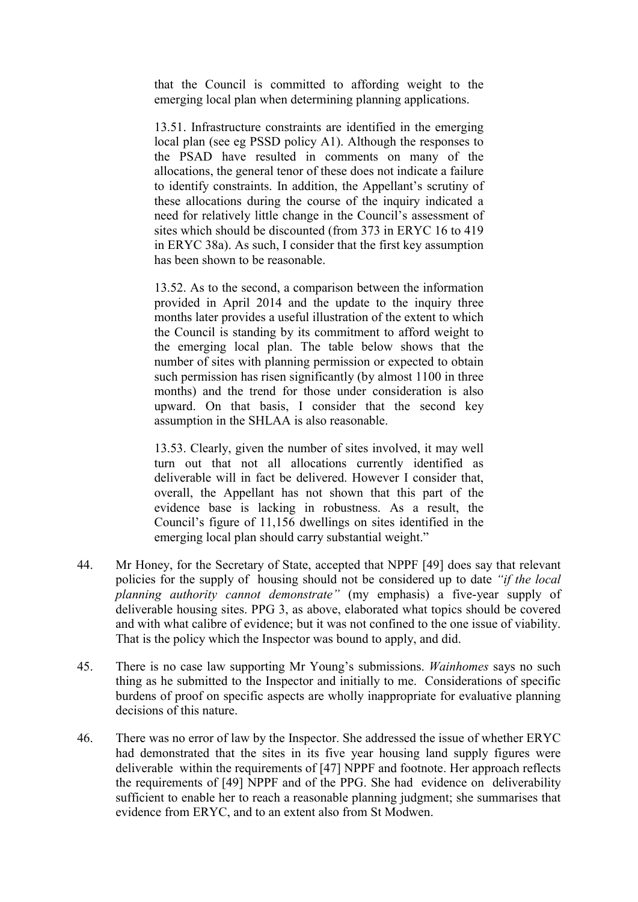> that the Council is committed to affording weight to the emerging local plan when determining planning applications.
>
> 13.51. Infrastructure constraints are identified in the emerging local plan (see eg PSSD policy A1). Although the responses to the PSAD have resulted in comments on many of the allocations, the general tenor of these does not indicate a failure to identify constraints. In addition, the Appellant's scrutiny of these allocations during the course of the inquiry indicated a need for relatively little change in the Council's assessment of sites which should be discounted (from 373 in ERYC 16 to 419 in ERYC 38a). As such, I consider that the first key assumption has been shown to be reasonable.
>
> 13.52. As to the second, a comparison between the information provided in April 2014 and the update to the inquiry three months later provides a useful illustration of the extent to which the Council is standing by its commitment to afford weight to the emerging local plan. The table below shows that the number of sites with planning permission or expected to obtain such permission has risen significantly (by almost 1100 in three months) and the trend for those under consideration is also upward. On that basis, I consider that the second key assumption in the SHLAA is also reasonable.
>
> 13.53. Clearly, given the number of sites involved, it may well turn out that not all allocations currently identified as deliverable will in fact be delivered. However I consider that, overall, the Appellant has not shown that this part of the evidence base is lacking in robustness. As a result, the Council's figure of 11,156 dwellings on sites identified in the emerging local plan should carry substantial weight."

44. Mr Honey, for the Secretary of State, accepted that NPPF [49] does say that relevant policies for the supply of housing should not be considered up to date *"if the local planning authority cannot demonstrate"* (my emphasis) a five-year supply of deliverable housing sites. PPG 3, as above, elaborated what topics should be covered and with what calibre of evidence; but it was not confined to the one issue of viability. That is the policy which the Inspector was bound to apply, and did.

45. There is no case law supporting Mr Young's submissions. *Wainhomes* says no such thing as he submitted to the Inspector and initially to me. Considerations of specific burdens of proof on specific aspects are wholly inappropriate for evaluative planning decisions of this nature.

46. There was no error of law by the Inspector. She addressed the issue of whether ERYC had demonstrated that the sites in its five year housing land supply figures were deliverable within the requirements of [47] NPPF and footnote. Her approach reflects the requirements of [49] NPPF and of the PPG. She had evidence on deliverability sufficient to enable her to reach a reasonable planning judgment; she summarises that evidence from ERYC, and to an extent also from St Modwen.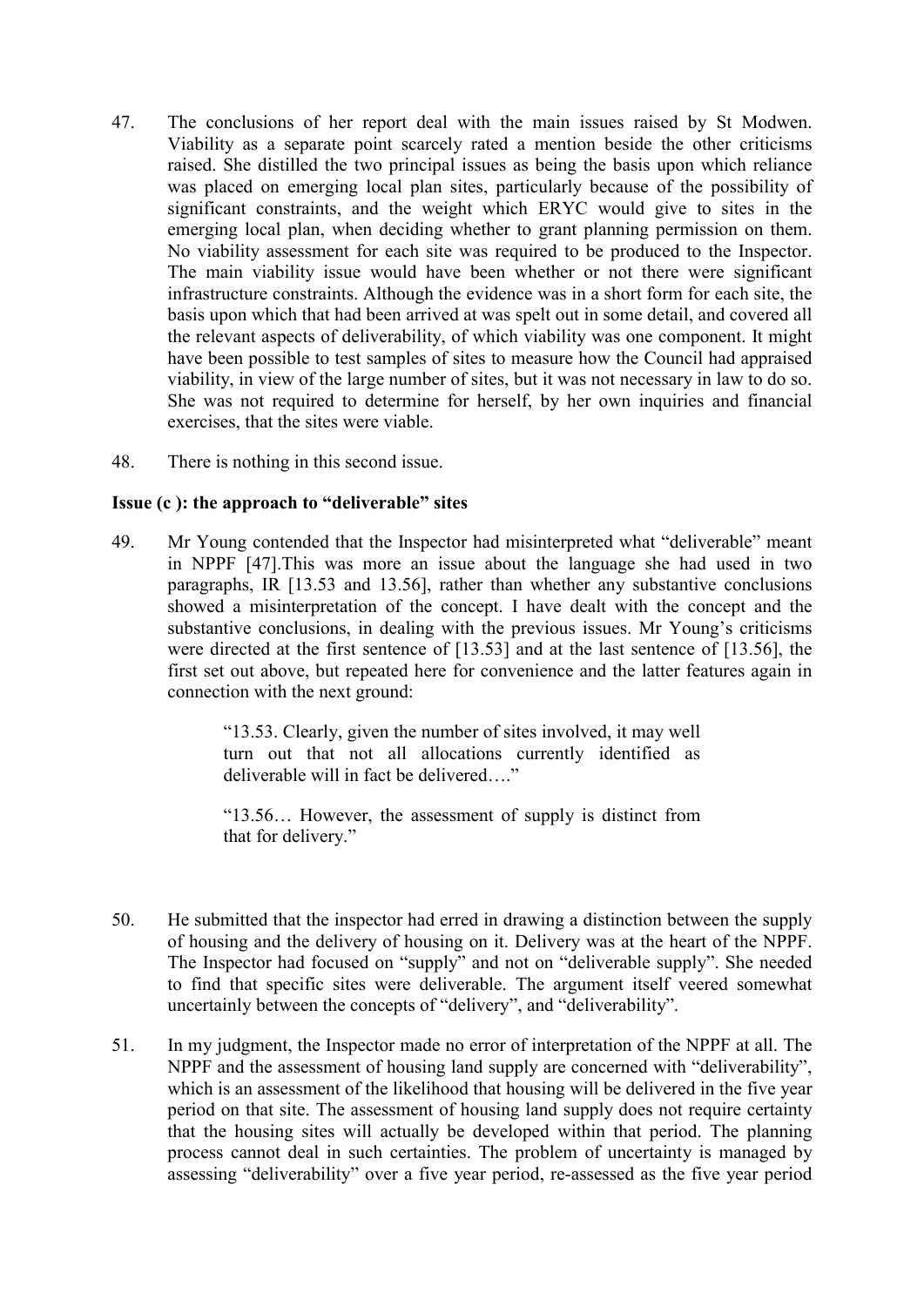47. The conclusions of her report deal with the main issues raised by St Modwen. Viability as a separate point scarcely rated a mention beside the other criticisms raised. She distilled the two principal issues as being the basis upon which reliance was placed on emerging local plan sites, particularly because of the possibility of significant constraints, and the weight which ERYC would give to sites in the emerging local plan, when deciding whether to grant planning permission on them. No viability assessment for each site was required to be produced to the Inspector. The main viability issue would have been whether or not there were significant infrastructure constraints. Although the evidence was in a short form for each site, the basis upon which that had been arrived at was spelt out in some detail, and covered all the relevant aspects of deliverability, of which viability was one component. It might have been possible to test samples of sites to measure how the Council had appraised viability, in view of the large number of sites, but it was not necessary in law to do so. She was not required to determine for herself, by her own inquiries and financial exercises, that the sites were viable.

48. There is nothing in this second issue.

**Issue (c ): the approach to "deliverable" sites**

49. Mr Young contended that the Inspector had misinterpreted what "deliverable" meant in NPPF [47].This was more an issue about the language she had used in two paragraphs, IR [13.53 and 13.56], rather than whether any substantive conclusions showed a misinterpretation of the concept. I have dealt with the concept and the substantive conclusions, in dealing with the previous issues. Mr Young's criticisms were directed at the first sentence of [13.53] and at the last sentence of [13.56], the first set out above, but repeated here for convenience and the latter features again in connection with the next ground:

> "13.53. Clearly, given the number of sites involved, it may well turn out that not all allocations currently identified as deliverable will in fact be delivered…."
>
> "13.56… However, the assessment of supply is distinct from that for delivery."

50. He submitted that the inspector had erred in drawing a distinction between the supply of housing and the delivery of housing on it. Delivery was at the heart of the NPPF. The Inspector had focused on "supply" and not on "deliverable supply". She needed to find that specific sites were deliverable. The argument itself veered somewhat uncertainly between the concepts of "delivery", and "deliverability".

51. In my judgment, the Inspector made no error of interpretation of the NPPF at all. The NPPF and the assessment of housing land supply are concerned with "deliverability", which is an assessment of the likelihood that housing will be delivered in the five year period on that site. The assessment of housing land supply does not require certainty that the housing sites will actually be developed within that period. The planning process cannot deal in such certainties. The problem of uncertainty is managed by assessing "deliverability" over a five year period, re-assessed as the five year period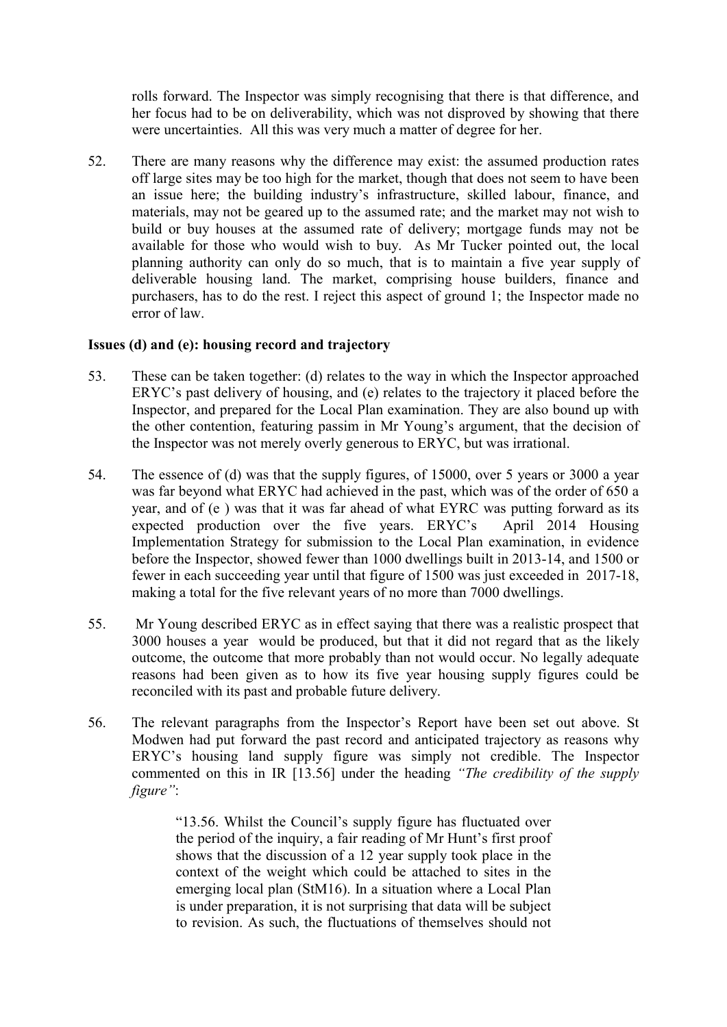rolls forward. The Inspector was simply recognising that there is that difference, and her focus had to be on deliverability, which was not disproved by showing that there were uncertainties. All this was very much a matter of degree for her.

52. There are many reasons why the difference may exist: the assumed production rates off large sites may be too high for the market, though that does not seem to have been an issue here; the building industry's infrastructure, skilled labour, finance, and materials, may not be geared up to the assumed rate; and the market may not wish to build or buy houses at the assumed rate of delivery; mortgage funds may not be available for those who would wish to buy. As Mr Tucker pointed out, the local planning authority can only do so much, that is to maintain a five year supply of deliverable housing land. The market, comprising house builders, finance and purchasers, has to do the rest. I reject this aspect of ground 1; the Inspector made no error of law.

**Issues (d) and (e): housing record and trajectory**

53. These can be taken together: (d) relates to the way in which the Inspector approached ERYC's past delivery of housing, and (e) relates to the trajectory it placed before the Inspector, and prepared for the Local Plan examination. They are also bound up with the other contention, featuring passim in Mr Young's argument, that the decision of the Inspector was not merely overly generous to ERYC, but was irrational.

54. The essence of (d) was that the supply figures, of 15000, over 5 years or 3000 a year was far beyond what ERYC had achieved in the past, which was of the order of 650 a year, and of (e ) was that it was far ahead of what EYRC was putting forward as its expected production over the five years. ERYC's April 2014 Housing Implementation Strategy for submission to the Local Plan examination, in evidence before the Inspector, showed fewer than 1000 dwellings built in 2013-14, and 1500 or fewer in each succeeding year until that figure of 1500 was just exceeded in 2017-18, making a total for the five relevant years of no more than 7000 dwellings.

55. Mr Young described ERYC as in effect saying that there was a realistic prospect that 3000 houses a year would be produced, but that it did not regard that as the likely outcome, the outcome that more probably than not would occur. No legally adequate reasons had been given as to how its five year housing supply figures could be reconciled with its past and probable future delivery.

56. The relevant paragraphs from the Inspector's Report have been set out above. St Modwen had put forward the past record and anticipated trajectory as reasons why ERYC's housing land supply figure was simply not credible. The Inspector commented on this in IR [13.56] under the heading *"The credibility of the supply figure"*:

> "13.56. Whilst the Council's supply figure has fluctuated over the period of the inquiry, a fair reading of Mr Hunt's first proof shows that the discussion of a 12 year supply took place in the context of the weight which could be attached to sites in the emerging local plan (StM16). In a situation where a Local Plan is under preparation, it is not surprising that data will be subject to revision. As such, the fluctuations of themselves should not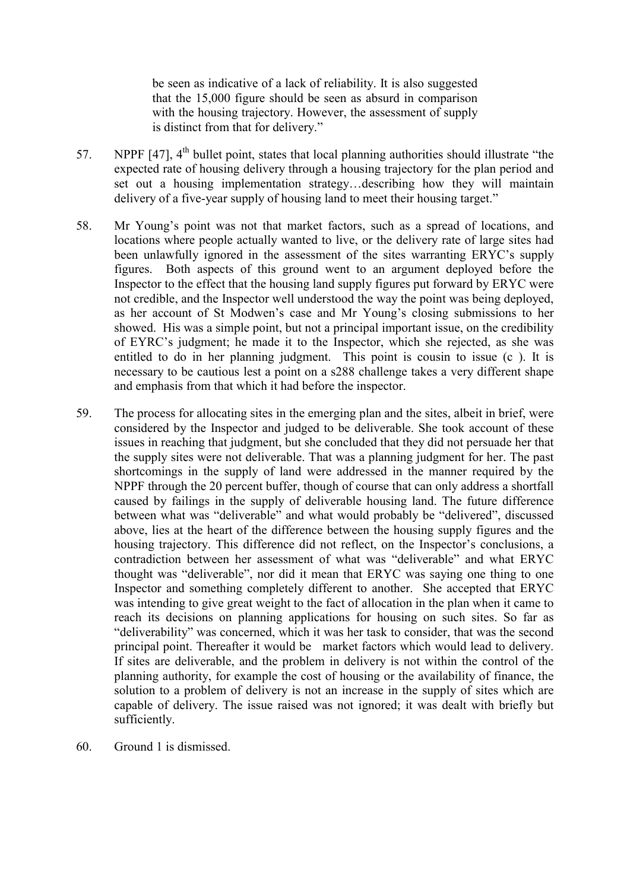> be seen as indicative of a lack of reliability. It is also suggested that the 15,000 figure should be seen as absurd in comparison with the housing trajectory. However, the assessment of supply is distinct from that for delivery."

57. NPPF [47], 4th bullet point, states that local planning authorities should illustrate "the expected rate of housing delivery through a housing trajectory for the plan period and set out a housing implementation strategy…describing how they will maintain delivery of a five-year supply of housing land to meet their housing target."

58. Mr Young's point was not that market factors, such as a spread of locations, and locations where people actually wanted to live, or the delivery rate of large sites had been unlawfully ignored in the assessment of the sites warranting ERYC's supply figures. Both aspects of this ground went to an argument deployed before the Inspector to the effect that the housing land supply figures put forward by ERYC were not credible, and the Inspector well understood the way the point was being deployed, as her account of St Modwen's case and Mr Young's closing submissions to her showed. His was a simple point, but not a principal important issue, on the credibility of EYRC's judgment; he made it to the Inspector, which she rejected, as she was entitled to do in her planning judgment. This point is cousin to issue (c ). It is necessary to be cautious lest a point on a s288 challenge takes a very different shape and emphasis from that which it had before the inspector.

59. The process for allocating sites in the emerging plan and the sites, albeit in brief, were considered by the Inspector and judged to be deliverable. She took account of these issues in reaching that judgment, but she concluded that they did not persuade her that the supply sites were not deliverable. That was a planning judgment for her. The past shortcomings in the supply of land were addressed in the manner required by the NPPF through the 20 percent buffer, though of course that can only address a shortfall caused by failings in the supply of deliverable housing land. The future difference between what was "deliverable" and what would probably be "delivered", discussed above, lies at the heart of the difference between the housing supply figures and the housing trajectory. This difference did not reflect, on the Inspector's conclusions, a contradiction between her assessment of what was "deliverable" and what ERYC thought was "deliverable", nor did it mean that ERYC was saying one thing to one Inspector and something completely different to another. She accepted that ERYC was intending to give great weight to the fact of allocation in the plan when it came to reach its decisions on planning applications for housing on such sites. So far as "deliverability" was concerned, which it was her task to consider, that was the second principal point. Thereafter it would be market factors which would lead to delivery. If sites are deliverable, and the problem in delivery is not within the control of the planning authority, for example the cost of housing or the availability of finance, the solution to a problem of delivery is not an increase in the supply of sites which are capable of delivery. The issue raised was not ignored; it was dealt with briefly but sufficiently.

60. Ground 1 is dismissed.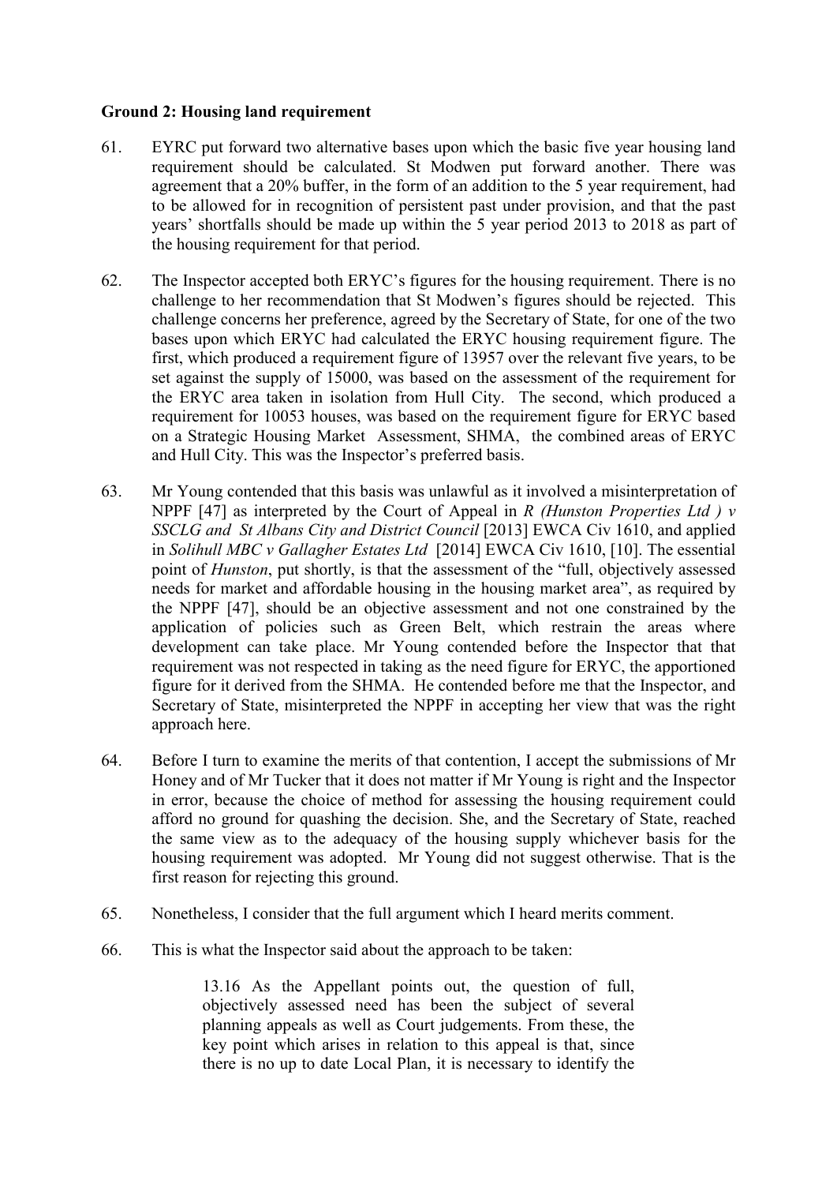**Ground 2: Housing land requirement**

61. EYRC put forward two alternative bases upon which the basic five year housing land requirement should be calculated. St Modwen put forward another. There was agreement that a 20% buffer, in the form of an addition to the 5 year requirement, had to be allowed for in recognition of persistent past under provision, and that the past years' shortfalls should be made up within the 5 year period 2013 to 2018 as part of the housing requirement for that period.

62. The Inspector accepted both ERYC's figures for the housing requirement. There is no challenge to her recommendation that St Modwen's figures should be rejected. This challenge concerns her preference, agreed by the Secretary of State, for one of the two bases upon which ERYC had calculated the ERYC housing requirement figure. The first, which produced a requirement figure of 13957 over the relevant five years, to be set against the supply of 15000, was based on the assessment of the requirement for the ERYC area taken in isolation from Hull City. The second, which produced a requirement for 10053 houses, was based on the requirement figure for ERYC based on a Strategic Housing Market Assessment, SHMA, the combined areas of ERYC and Hull City. This was the Inspector's preferred basis.

63. Mr Young contended that this basis was unlawful as it involved a misinterpretation of NPPF [47] as interpreted by the Court of Appeal in *R (Hunston Properties Ltd ) v SSCLG and St Albans City and District Council* [2013] EWCA Civ 1610, and applied in *Solihull MBC v Gallagher Estates Ltd* [2014] EWCA Civ 1610, [10]. The essential point of *Hunston*, put shortly, is that the assessment of the "full, objectively assessed needs for market and affordable housing in the housing market area", as required by the NPPF [47], should be an objective assessment and not one constrained by the application of policies such as Green Belt, which restrain the areas where development can take place. Mr Young contended before the Inspector that that requirement was not respected in taking as the need figure for ERYC, the apportioned figure for it derived from the SHMA. He contended before me that the Inspector, and Secretary of State, misinterpreted the NPPF in accepting her view that was the right approach here.

64. Before I turn to examine the merits of that contention, I accept the submissions of Mr Honey and of Mr Tucker that it does not matter if Mr Young is right and the Inspector in error, because the choice of method for assessing the housing requirement could afford no ground for quashing the decision. She, and the Secretary of State, reached the same view as to the adequacy of the housing supply whichever basis for the housing requirement was adopted. Mr Young did not suggest otherwise. That is the first reason for rejecting this ground.

65. Nonetheless, I consider that the full argument which I heard merits comment.

66. This is what the Inspector said about the approach to be taken:

> 13.16 As the Appellant points out, the question of full, objectively assessed need has been the subject of several planning appeals as well as Court judgements. From these, the key point which arises in relation to this appeal is that, since there is no up to date Local Plan, it is necessary to identify the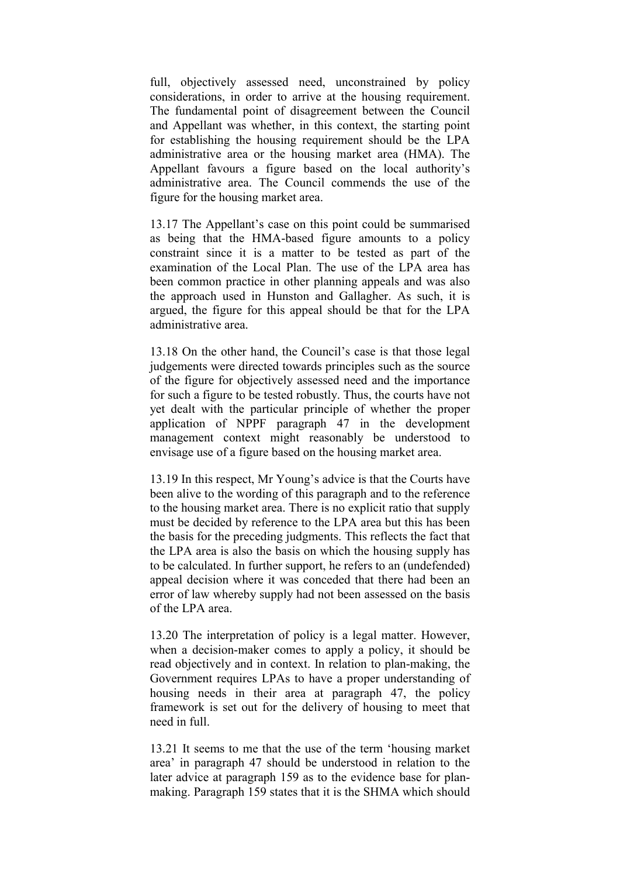full, objectively assessed need, unconstrained by policy considerations, in order to arrive at the housing requirement. The fundamental point of disagreement between the Council and Appellant was whether, in this context, the starting point for establishing the housing requirement should be the LPA administrative area or the housing market area (HMA). The Appellant favours a figure based on the local authority's administrative area. The Council commends the use of the figure for the housing market area.

13.17 The Appellant's case on this point could be summarised as being that the HMA-based figure amounts to a policy constraint since it is a matter to be tested as part of the examination of the Local Plan. The use of the LPA area has been common practice in other planning appeals and was also the approach used in Hunston and Gallagher. As such, it is argued, the figure for this appeal should be that for the LPA administrative area.

13.18 On the other hand, the Council's case is that those legal judgements were directed towards principles such as the source of the figure for objectively assessed need and the importance for such a figure to be tested robustly. Thus, the courts have not yet dealt with the particular principle of whether the proper application of NPPF paragraph 47 in the development management context might reasonably be understood to envisage use of a figure based on the housing market area.

13.19 In this respect, Mr Young's advice is that the Courts have been alive to the wording of this paragraph and to the reference to the housing market area. There is no explicit ratio that supply must be decided by reference to the LPA area but this has been the basis for the preceding judgments. This reflects the fact that the LPA area is also the basis on which the housing supply has to be calculated. In further support, he refers to an (undefended) appeal decision where it was conceded that there had been an error of law whereby supply had not been assessed on the basis of the LPA area.

13.20 The interpretation of policy is a legal matter. However, when a decision-maker comes to apply a policy, it should be read objectively and in context. In relation to plan-making, the Government requires LPAs to have a proper understanding of housing needs in their area at paragraph 47, the policy framework is set out for the delivery of housing to meet that need in full.

13.21 It seems to me that the use of the term 'housing market area' in paragraph 47 should be understood in relation to the later advice at paragraph 159 as to the evidence base for plan-making. Paragraph 159 states that it is the SHMA which should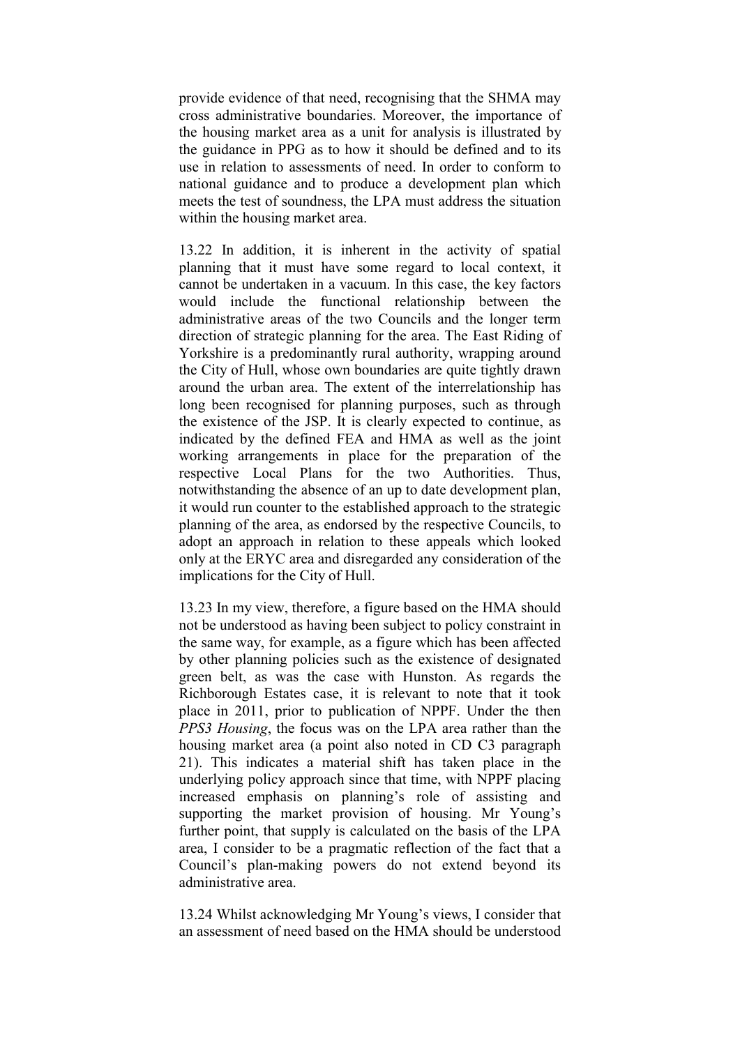provide evidence of that need, recognising that the SHMA may cross administrative boundaries. Moreover, the importance of the housing market area as a unit for analysis is illustrated by the guidance in PPG as to how it should be defined and to its use in relation to assessments of need. In order to conform to national guidance and to produce a development plan which meets the test of soundness, the LPA must address the situation within the housing market area.

13.22 In addition, it is inherent in the activity of spatial planning that it must have some regard to local context, it cannot be undertaken in a vacuum. In this case, the key factors would include the functional relationship between the administrative areas of the two Councils and the longer term direction of strategic planning for the area. The East Riding of Yorkshire is a predominantly rural authority, wrapping around the City of Hull, whose own boundaries are quite tightly drawn around the urban area. The extent of the interrelationship has long been recognised for planning purposes, such as through the existence of the JSP. It is clearly expected to continue, as indicated by the defined FEA and HMA as well as the joint working arrangements in place for the preparation of the respective Local Plans for the two Authorities. Thus, notwithstanding the absence of an up to date development plan, it would run counter to the established approach to the strategic planning of the area, as endorsed by the respective Councils, to adopt an approach in relation to these appeals which looked only at the ERYC area and disregarded any consideration of the implications for the City of Hull.

13.23 In my view, therefore, a figure based on the HMA should not be understood as having been subject to policy constraint in the same way, for example, as a figure which has been affected by other planning policies such as the existence of designated green belt, as was the case with Hunston. As regards the Richborough Estates case, it is relevant to note that it took place in 2011, prior to publication of NPPF. Under the then *PPS3 Housing*, the focus was on the LPA area rather than the housing market area (a point also noted in CD C3 paragraph 21). This indicates a material shift has taken place in the underlying policy approach since that time, with NPPF placing increased emphasis on planning's role of assisting and supporting the market provision of housing. Mr Young's further point, that supply is calculated on the basis of the LPA area, I consider to be a pragmatic reflection of the fact that a Council's plan-making powers do not extend beyond its administrative area.

13.24 Whilst acknowledging Mr Young's views, I consider that an assessment of need based on the HMA should be understood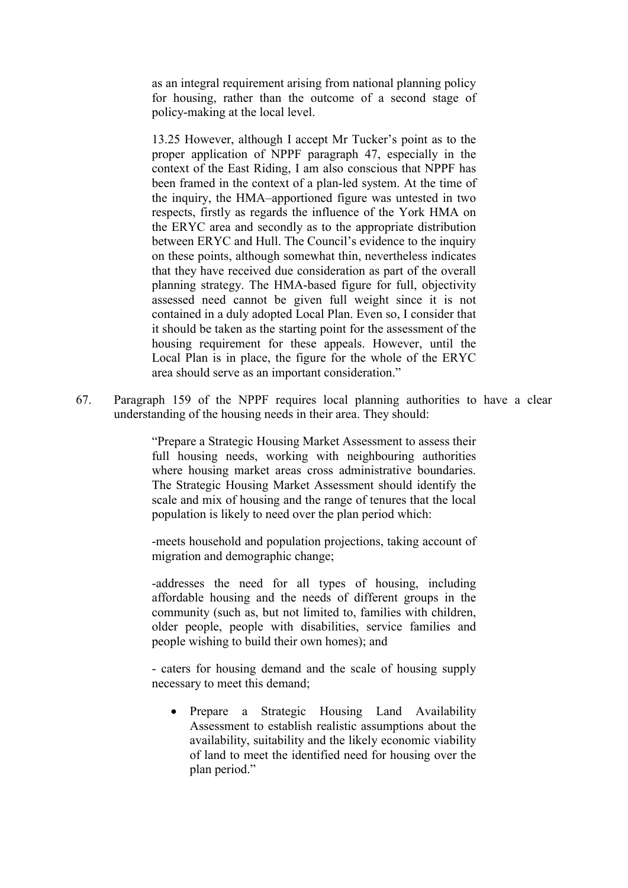as an integral requirement arising from national planning policy for housing, rather than the outcome of a second stage of policy-making at the local level.

> 13.25 However, although I accept Mr Tucker's point as to the proper application of NPPF paragraph 47, especially in the context of the East Riding, I am also conscious that NPPF has been framed in the context of a plan-led system. At the time of the inquiry, the HMA–apportioned figure was untested in two respects, firstly as regards the influence of the York HMA on the ERYC area and secondly as to the appropriate distribution between ERYC and Hull. The Council's evidence to the inquiry on these points, although somewhat thin, nevertheless indicates that they have received due consideration as part of the overall planning strategy. The HMA-based figure for full, objectivity assessed need cannot be given full weight since it is not contained in a duly adopted Local Plan. Even so, I consider that it should be taken as the starting point for the assessment of the housing requirement for these appeals. However, until the Local Plan is in place, the figure for the whole of the ERYC area should serve as an important consideration."

67. Paragraph 159 of the NPPF requires local planning authorities to have a clear understanding of the housing needs in their area. They should:

> "Prepare a Strategic Housing Market Assessment to assess their full housing needs, working with neighbouring authorities where housing market areas cross administrative boundaries. The Strategic Housing Market Assessment should identify the scale and mix of housing and the range of tenures that the local population is likely to need over the plan period which:
>
> -meets household and population projections, taking account of migration and demographic change;
>
> -addresses the need for all types of housing, including affordable housing and the needs of different groups in the community (such as, but not limited to, families with children, older people, people with disabilities, service families and people wishing to build their own homes); and
>
> - caters for housing demand and the scale of housing supply necessary to meet this demand;
>
> - Prepare a Strategic Housing Land Availability Assessment to establish realistic assumptions about the availability, suitability and the likely economic viability of land to meet the identified need for housing over the plan period."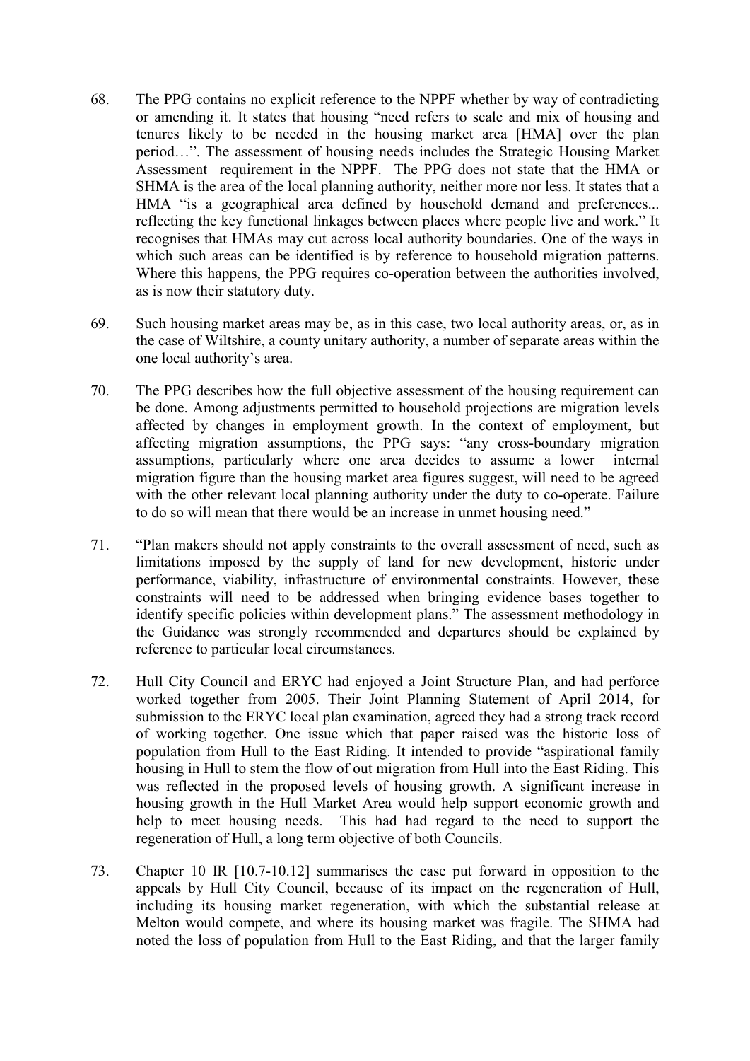68. The PPG contains no explicit reference to the NPPF whether by way of contradicting or amending it. It states that housing "need refers to scale and mix of housing and tenures likely to be needed in the housing market area [HMA] over the plan period…". The assessment of housing needs includes the Strategic Housing Market Assessment requirement in the NPPF. The PPG does not state that the HMA or SHMA is the area of the local planning authority, neither more nor less. It states that a HMA "is a geographical area defined by household demand and preferences... reflecting the key functional linkages between places where people live and work." It recognises that HMAs may cut across local authority boundaries. One of the ways in which such areas can be identified is by reference to household migration patterns. Where this happens, the PPG requires co-operation between the authorities involved, as is now their statutory duty.

69. Such housing market areas may be, as in this case, two local authority areas, or, as in the case of Wiltshire, a county unitary authority, a number of separate areas within the one local authority's area.

70. The PPG describes how the full objective assessment of the housing requirement can be done. Among adjustments permitted to household projections are migration levels affected by changes in employment growth. In the context of employment, but affecting migration assumptions, the PPG says: "any cross-boundary migration assumptions, particularly where one area decides to assume a lower internal migration figure than the housing market area figures suggest, will need to be agreed with the other relevant local planning authority under the duty to co-operate. Failure to do so will mean that there would be an increase in unmet housing need."

71. "Plan makers should not apply constraints to the overall assessment of need, such as limitations imposed by the supply of land for new development, historic under performance, viability, infrastructure of environmental constraints. However, these constraints will need to be addressed when bringing evidence bases together to identify specific policies within development plans." The assessment methodology in the Guidance was strongly recommended and departures should be explained by reference to particular local circumstances.

72. Hull City Council and ERYC had enjoyed a Joint Structure Plan, and had perforce worked together from 2005. Their Joint Planning Statement of April 2014, for submission to the ERYC local plan examination, agreed they had a strong track record of working together. One issue which that paper raised was the historic loss of population from Hull to the East Riding. It intended to provide "aspirational family housing in Hull to stem the flow of out migration from Hull into the East Riding. This was reflected in the proposed levels of housing growth. A significant increase in housing growth in the Hull Market Area would help support economic growth and help to meet housing needs. This had had regard to the need to support the regeneration of Hull, a long term objective of both Councils.

73. Chapter 10 IR [10.7-10.12] summarises the case put forward in opposition to the appeals by Hull City Council, because of its impact on the regeneration of Hull, including its housing market regeneration, with which the substantial release at Melton would compete, and where its housing market was fragile. The SHMA had noted the loss of population from Hull to the East Riding, and that the larger family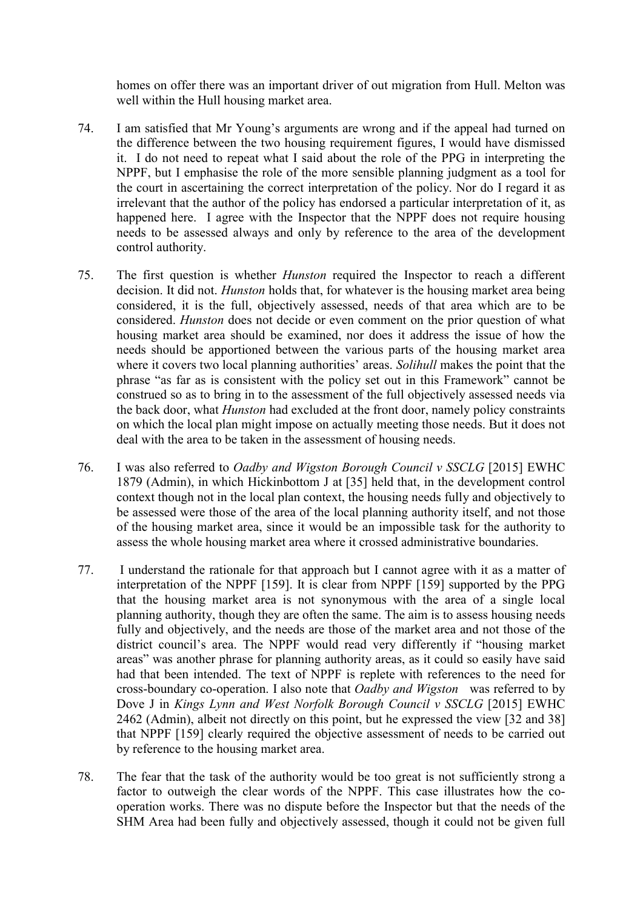homes on offer there was an important driver of out migration from Hull. Melton was well within the Hull housing market area.

74. I am satisfied that Mr Young's arguments are wrong and if the appeal had turned on the difference between the two housing requirement figures, I would have dismissed it. I do not need to repeat what I said about the role of the PPG in interpreting the NPPF, but I emphasise the role of the more sensible planning judgment as a tool for the court in ascertaining the correct interpretation of the policy. Nor do I regard it as irrelevant that the author of the policy has endorsed a particular interpretation of it, as happened here. I agree with the Inspector that the NPPF does not require housing needs to be assessed always and only by reference to the area of the development control authority.

75. The first question is whether *Hunston* required the Inspector to reach a different decision. It did not. *Hunston* holds that, for whatever is the housing market area being considered, it is the full, objectively assessed, needs of that area which are to be considered. *Hunston* does not decide or even comment on the prior question of what housing market area should be examined, nor does it address the issue of how the needs should be apportioned between the various parts of the housing market area where it covers two local planning authorities' areas. *Solihull* makes the point that the phrase "as far as is consistent with the policy set out in this Framework" cannot be construed so as to bring in to the assessment of the full objectively assessed needs via the back door, what *Hunston* had excluded at the front door, namely policy constraints on which the local plan might impose on actually meeting those needs. But it does not deal with the area to be taken in the assessment of housing needs.

76. I was also referred to *Oadby and Wigston Borough Council v SSCLG* [2015] EWHC 1879 (Admin), in which Hickinbottom J at [35] held that, in the development control context though not in the local plan context, the housing needs fully and objectively to be assessed were those of the area of the local planning authority itself, and not those of the housing market area, since it would be an impossible task for the authority to assess the whole housing market area where it crossed administrative boundaries.

77. I understand the rationale for that approach but I cannot agree with it as a matter of interpretation of the NPPF [159]. It is clear from NPPF [159] supported by the PPG that the housing market area is not synonymous with the area of a single local planning authority, though they are often the same. The aim is to assess housing needs fully and objectively, and the needs are those of the market area and not those of the district council's area. The NPPF would read very differently if "housing market areas" was another phrase for planning authority areas, as it could so easily have said had that been intended. The text of NPPF is replete with references to the need for cross-boundary co-operation. I also note that *Oadby and Wigston* was referred to by Dove J in *Kings Lynn and West Norfolk Borough Council v SSCLG* [2015] EWHC 2462 (Admin), albeit not directly on this point, but he expressed the view [32 and 38] that NPPF [159] clearly required the objective assessment of needs to be carried out by reference to the housing market area.

78. The fear that the task of the authority would be too great is not sufficiently strong a factor to outweigh the clear words of the NPPF. This case illustrates how the co-operation works. There was no dispute before the Inspector but that the needs of the SHM Area had been fully and objectively assessed, though it could not be given full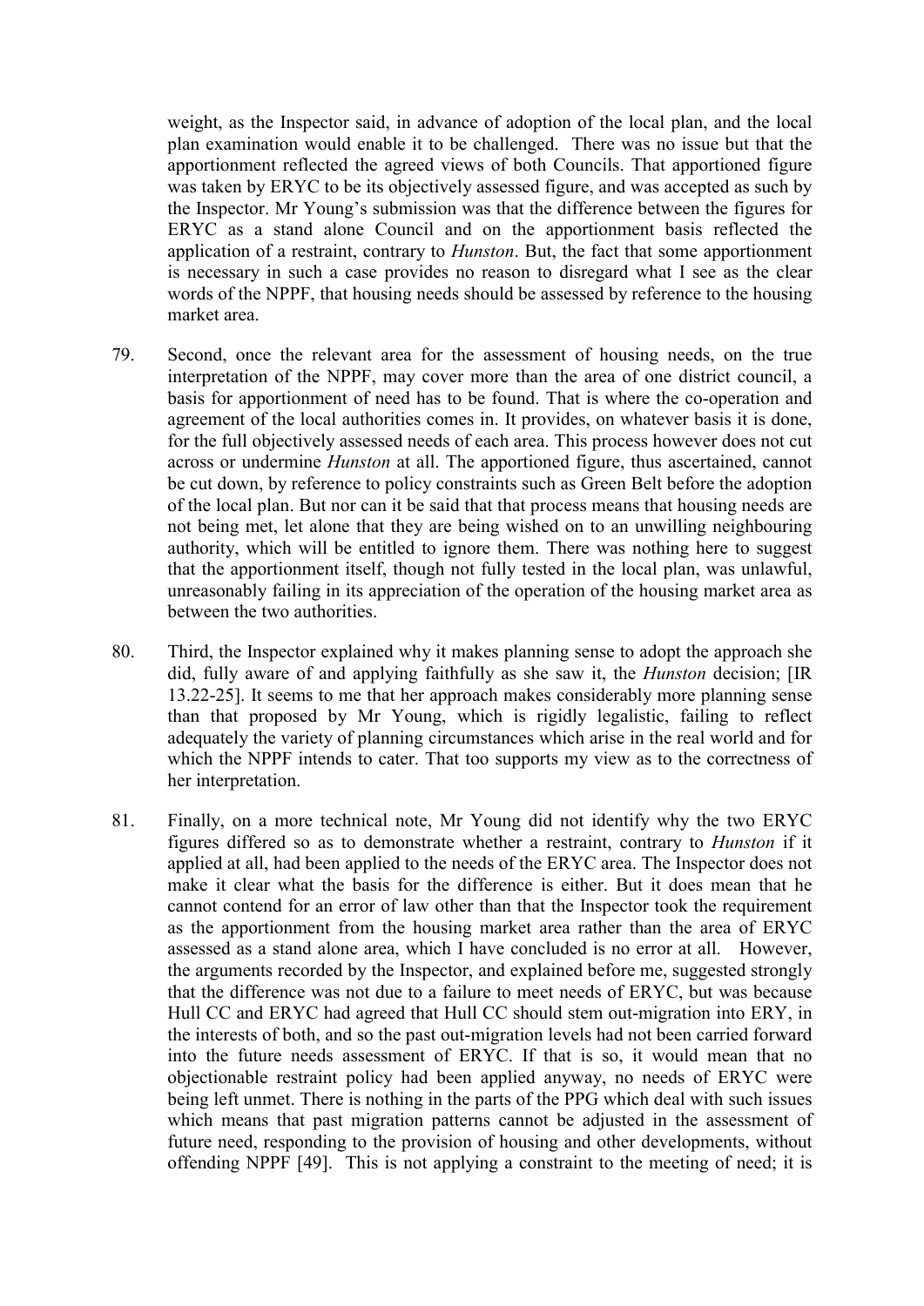weight, as the Inspector said, in advance of adoption of the local plan, and the local plan examination would enable it to be challenged. There was no issue but that the apportionment reflected the agreed views of both Councils. That apportioned figure was taken by ERYC to be its objectively assessed figure, and was accepted as such by the Inspector. Mr Young's submission was that the difference between the figures for ERYC as a stand alone Council and on the apportionment basis reflected the application of a restraint, contrary to *Hunston*. But, the fact that some apportionment is necessary in such a case provides no reason to disregard what I see as the clear words of the NPPF, that housing needs should be assessed by reference to the housing market area.

79. Second, once the relevant area for the assessment of housing needs, on the true interpretation of the NPPF, may cover more than the area of one district council, a basis for apportionment of need has to be found. That is where the co-operation and agreement of the local authorities comes in. It provides, on whatever basis it is done, for the full objectively assessed needs of each area. This process however does not cut across or undermine *Hunston* at all. The apportioned figure, thus ascertained, cannot be cut down, by reference to policy constraints such as Green Belt before the adoption of the local plan. But nor can it be said that that process means that housing needs are not being met, let alone that they are being wished on to an unwilling neighbouring authority, which will be entitled to ignore them. There was nothing here to suggest that the apportionment itself, though not fully tested in the local plan, was unlawful, unreasonably failing in its appreciation of the operation of the housing market area as between the two authorities.

80. Third, the Inspector explained why it makes planning sense to adopt the approach she did, fully aware of and applying faithfully as she saw it, the *Hunston* decision; [IR 13.22-25]. It seems to me that her approach makes considerably more planning sense than that proposed by Mr Young, which is rigidly legalistic, failing to reflect adequately the variety of planning circumstances which arise in the real world and for which the NPPF intends to cater. That too supports my view as to the correctness of her interpretation.

81. Finally, on a more technical note, Mr Young did not identify why the two ERYC figures differed so as to demonstrate whether a restraint, contrary to *Hunston* if it applied at all, had been applied to the needs of the ERYC area. The Inspector does not make it clear what the basis for the difference is either. But it does mean that he cannot contend for an error of law other than that the Inspector took the requirement as the apportionment from the housing market area rather than the area of ERYC assessed as a stand alone area, which I have concluded is no error at all. However, the arguments recorded by the Inspector, and explained before me, suggested strongly that the difference was not due to a failure to meet needs of ERYC, but was because Hull CC and ERYC had agreed that Hull CC should stem out-migration into ERY, in the interests of both, and so the past out-migration levels had not been carried forward into the future needs assessment of ERYC. If that is so, it would mean that no objectionable restraint policy had been applied anyway, no needs of ERYC were being left unmet. There is nothing in the parts of the PPG which deal with such issues which means that past migration patterns cannot be adjusted in the assessment of future need, responding to the provision of housing and other developments, without offending NPPF [49]. This is not applying a constraint to the meeting of need; it is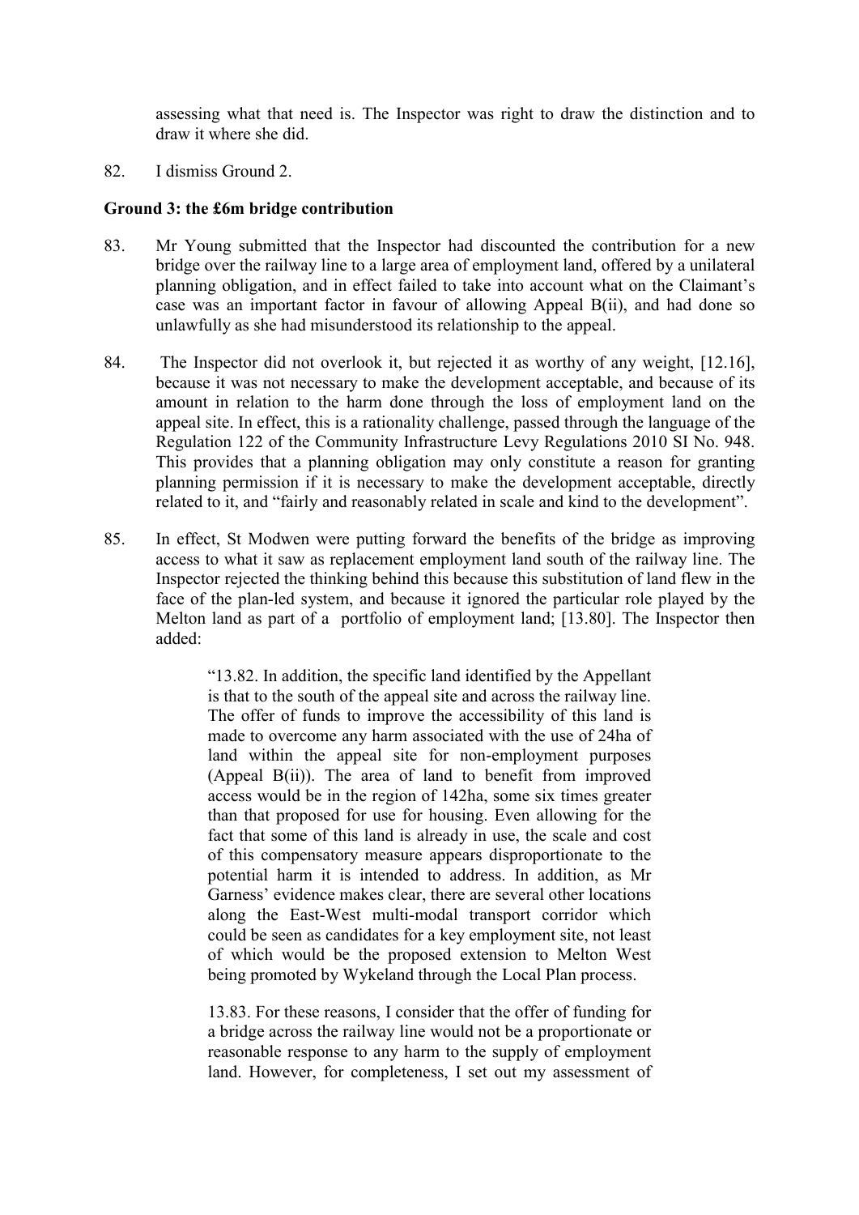assessing what that need is. The Inspector was right to draw the distinction and to draw it where she did.

82. I dismiss Ground 2.

**Ground 3: the £6m bridge contribution**

83. Mr Young submitted that the Inspector had discounted the contribution for a new bridge over the railway line to a large area of employment land, offered by a unilateral planning obligation, and in effect failed to take into account what on the Claimant's case was an important factor in favour of allowing Appeal B(ii), and had done so unlawfully as she had misunderstood its relationship to the appeal.

84. The Inspector did not overlook it, but rejected it as worthy of any weight, [12.16], because it was not necessary to make the development acceptable, and because of its amount in relation to the harm done through the loss of employment land on the appeal site. In effect, this is a rationality challenge, passed through the language of the Regulation 122 of the Community Infrastructure Levy Regulations 2010 SI No. 948. This provides that a planning obligation may only constitute a reason for granting planning permission if it is necessary to make the development acceptable, directly related to it, and "fairly and reasonably related in scale and kind to the development".

85. In effect, St Modwen were putting forward the benefits of the bridge as improving access to what it saw as replacement employment land south of the railway line. The Inspector rejected the thinking behind this because this substitution of land flew in the face of the plan-led system, and because it ignored the particular role played by the Melton land as part of a portfolio of employment land; [13.80]. The Inspector then added:

> "13.82. In addition, the specific land identified by the Appellant is that to the south of the appeal site and across the railway line. The offer of funds to improve the accessibility of this land is made to overcome any harm associated with the use of 24ha of land within the appeal site for non-employment purposes (Appeal B(ii)). The area of land to benefit from improved access would be in the region of 142ha, some six times greater than that proposed for use for housing. Even allowing for the fact that some of this land is already in use, the scale and cost of this compensatory measure appears disproportionate to the potential harm it is intended to address. In addition, as Mr Garness' evidence makes clear, there are several other locations along the East-West multi-modal transport corridor which could be seen as candidates for a key employment site, not least of which would be the proposed extension to Melton West being promoted by Wykeland through the Local Plan process.
>
> 13.83. For these reasons, I consider that the offer of funding for a bridge across the railway line would not be a proportionate or reasonable response to any harm to the supply of employment land. However, for completeness, I set out my assessment of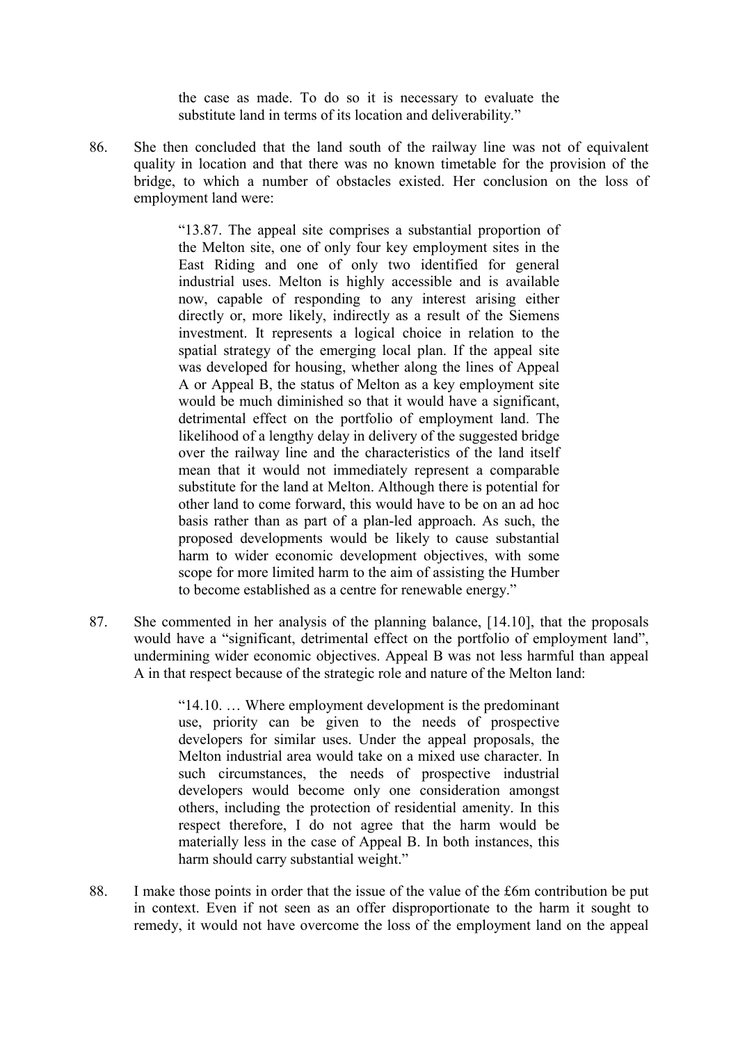the case as made. To do so it is necessary to evaluate the substitute land in terms of its location and deliverability."

86. She then concluded that the land south of the railway line was not of equivalent quality in location and that there was no known timetable for the provision of the bridge, to which a number of obstacles existed. Her conclusion on the loss of employment land were:

> "13.87. The appeal site comprises a substantial proportion of the Melton site, one of only four key employment sites in the East Riding and one of only two identified for general industrial uses. Melton is highly accessible and is available now, capable of responding to any interest arising either directly or, more likely, indirectly as a result of the Siemens investment. It represents a logical choice in relation to the spatial strategy of the emerging local plan. If the appeal site was developed for housing, whether along the lines of Appeal A or Appeal B, the status of Melton as a key employment site would be much diminished so that it would have a significant, detrimental effect on the portfolio of employment land. The likelihood of a lengthy delay in delivery of the suggested bridge over the railway line and the characteristics of the land itself mean that it would not immediately represent a comparable substitute for the land at Melton. Although there is potential for other land to come forward, this would have to be on an ad hoc basis rather than as part of a plan-led approach. As such, the proposed developments would be likely to cause substantial harm to wider economic development objectives, with some scope for more limited harm to the aim of assisting the Humber to become established as a centre for renewable energy."

87. She commented in her analysis of the planning balance, [14.10], that the proposals would have a "significant, detrimental effect on the portfolio of employment land", undermining wider economic objectives. Appeal B was not less harmful than appeal A in that respect because of the strategic role and nature of the Melton land:

> "14.10. … Where employment development is the predominant use, priority can be given to the needs of prospective developers for similar uses. Under the appeal proposals, the Melton industrial area would take on a mixed use character. In such circumstances, the needs of prospective industrial developers would become only one consideration amongst others, including the protection of residential amenity. In this respect therefore, I do not agree that the harm would be materially less in the case of Appeal B. In both instances, this harm should carry substantial weight."

88. I make those points in order that the issue of the value of the £6m contribution be put in context. Even if not seen as an offer disproportionate to the harm it sought to remedy, it would not have overcome the loss of the employment land on the appeal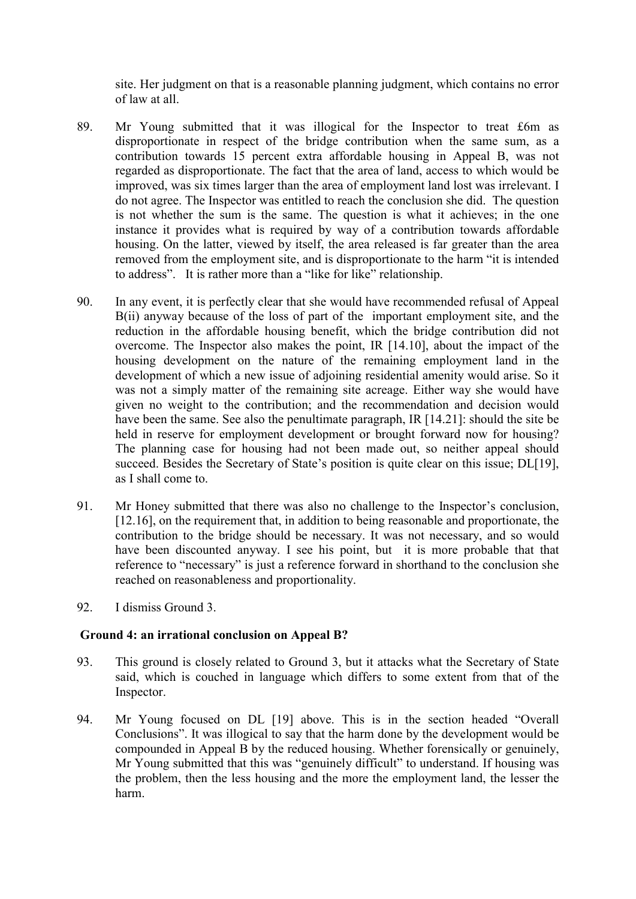site. Her judgment on that is a reasonable planning judgment, which contains no error of law at all.

89. Mr Young submitted that it was illogical for the Inspector to treat £6m as disproportionate in respect of the bridge contribution when the same sum, as a contribution towards 15 percent extra affordable housing in Appeal B, was not regarded as disproportionate. The fact that the area of land, access to which would be improved, was six times larger than the area of employment land lost was irrelevant. I do not agree. The Inspector was entitled to reach the conclusion she did. The question is not whether the sum is the same. The question is what it achieves; in the one instance it provides what is required by way of a contribution towards affordable housing. On the latter, viewed by itself, the area released is far greater than the area removed from the employment site, and is disproportionate to the harm "it is intended to address". It is rather more than a "like for like" relationship.

90. In any event, it is perfectly clear that she would have recommended refusal of Appeal B(ii) anyway because of the loss of part of the important employment site, and the reduction in the affordable housing benefit, which the bridge contribution did not overcome. The Inspector also makes the point, IR [14.10], about the impact of the housing development on the nature of the remaining employment land in the development of which a new issue of adjoining residential amenity would arise. So it was not a simply matter of the remaining site acreage. Either way she would have given no weight to the contribution; and the recommendation and decision would have been the same. See also the penultimate paragraph, IR [14.21]: should the site be held in reserve for employment development or brought forward now for housing? The planning case for housing had not been made out, so neither appeal should succeed. Besides the Secretary of State's position is quite clear on this issue; DL[19], as I shall come to.

91. Mr Honey submitted that there was also no challenge to the Inspector's conclusion, [12.16], on the requirement that, in addition to being reasonable and proportionate, the contribution to the bridge should be necessary. It was not necessary, and so would have been discounted anyway. I see his point, but it is more probable that that reference to "necessary" is just a reference forward in shorthand to the conclusion she reached on reasonableness and proportionality.

92. I dismiss Ground 3.

### Ground 4: an irrational conclusion on Appeal B?

93. This ground is closely related to Ground 3, but it attacks what the Secretary of State said, which is couched in language which differs to some extent from that of the Inspector.

94. Mr Young focused on DL [19] above. This is in the section headed "Overall Conclusions". It was illogical to say that the harm done by the development would be compounded in Appeal B by the reduced housing. Whether forensically or genuinely, Mr Young submitted that this was "genuinely difficult" to understand. If housing was the problem, then the less housing and the more the employment land, the lesser the harm.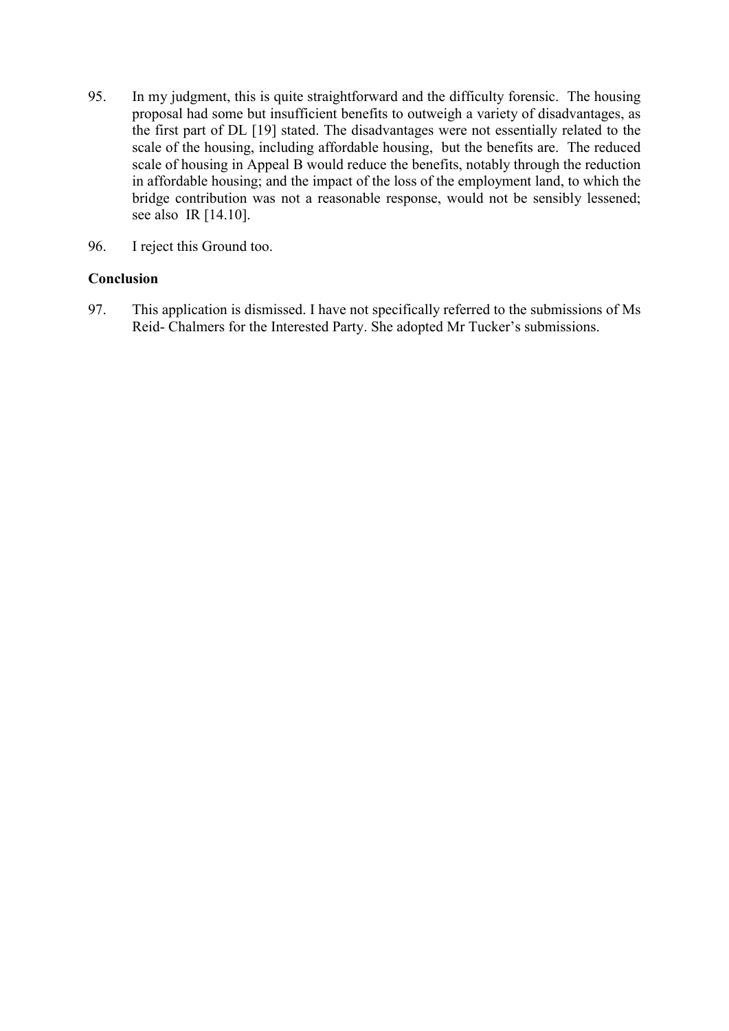95. In my judgment, this is quite straightforward and the difficulty forensic. The housing proposal had some but insufficient benefits to outweigh a variety of disadvantages, as the first part of DL [19] stated. The disadvantages were not essentially related to the scale of the housing, including affordable housing, but the benefits are. The reduced scale of housing in Appeal B would reduce the benefits, notably through the reduction in affordable housing; and the impact of the loss of the employment land, to which the bridge contribution was not a reasonable response, would not be sensibly lessened; see also IR [14.10].

96. I reject this Ground too.

**Conclusion**

97. This application is dismissed. I have not specifically referred to the submissions of Ms Reid- Chalmers for the Interested Party. She adopted Mr Tucker's submissions.